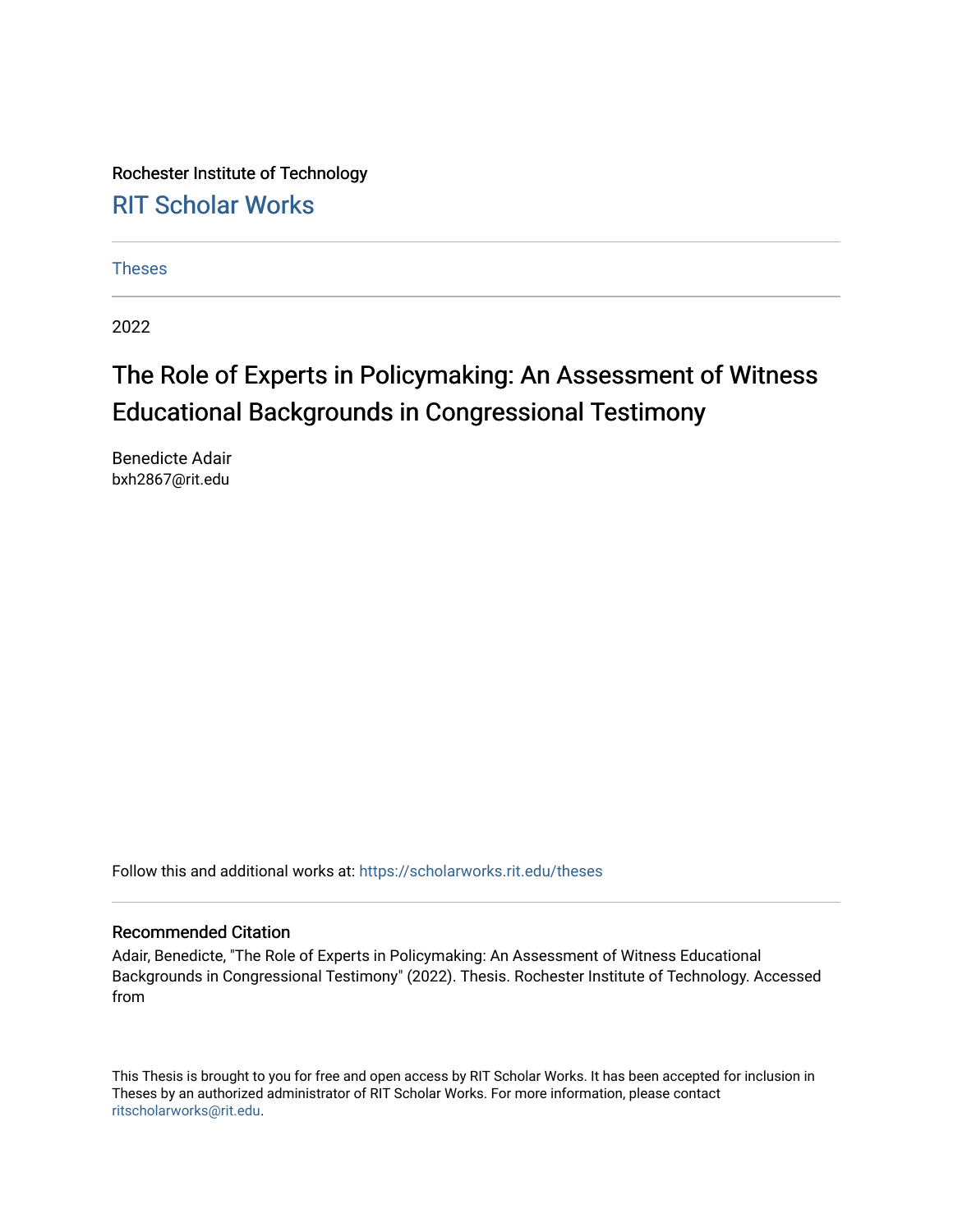Rochester Institute of Technology

RIT Scholar Works

Theses

2022

# The Role of Experts in Policymaking: An Assessment of Witness Educational Backgrounds in Congressional Testimony

Benedicte Adair
bxh2867@rit.edu

Follow this and additional works at: https://scholarworks.rit.edu/theses

## Recommended Citation

Adair, Benedicte, "The Role of Experts in Policymaking: An Assessment of Witness Educational Backgrounds in Congressional Testimony" (2022). Thesis. Rochester Institute of Technology. Accessed from

This Thesis is brought to you for free and open access by RIT Scholar Works. It has been accepted for inclusion in Theses by an authorized administrator of RIT Scholar Works. For more information, please contact ritscholarworks@rit.edu.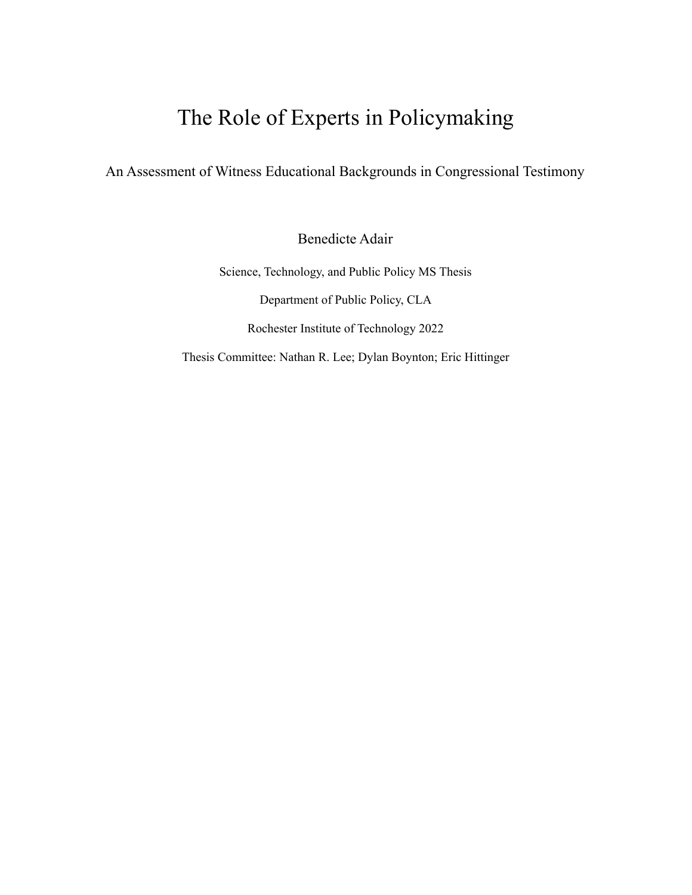# The Role of Experts in Policymaking

## An Assessment of Witness Educational Backgrounds in Congressional Testimony

Benedicte Adair

Science, Technology, and Public Policy MS Thesis

Department of Public Policy, CLA

Rochester Institute of Technology 2022

Thesis Committee: Nathan R. Lee; Dylan Boynton; Eric Hittinger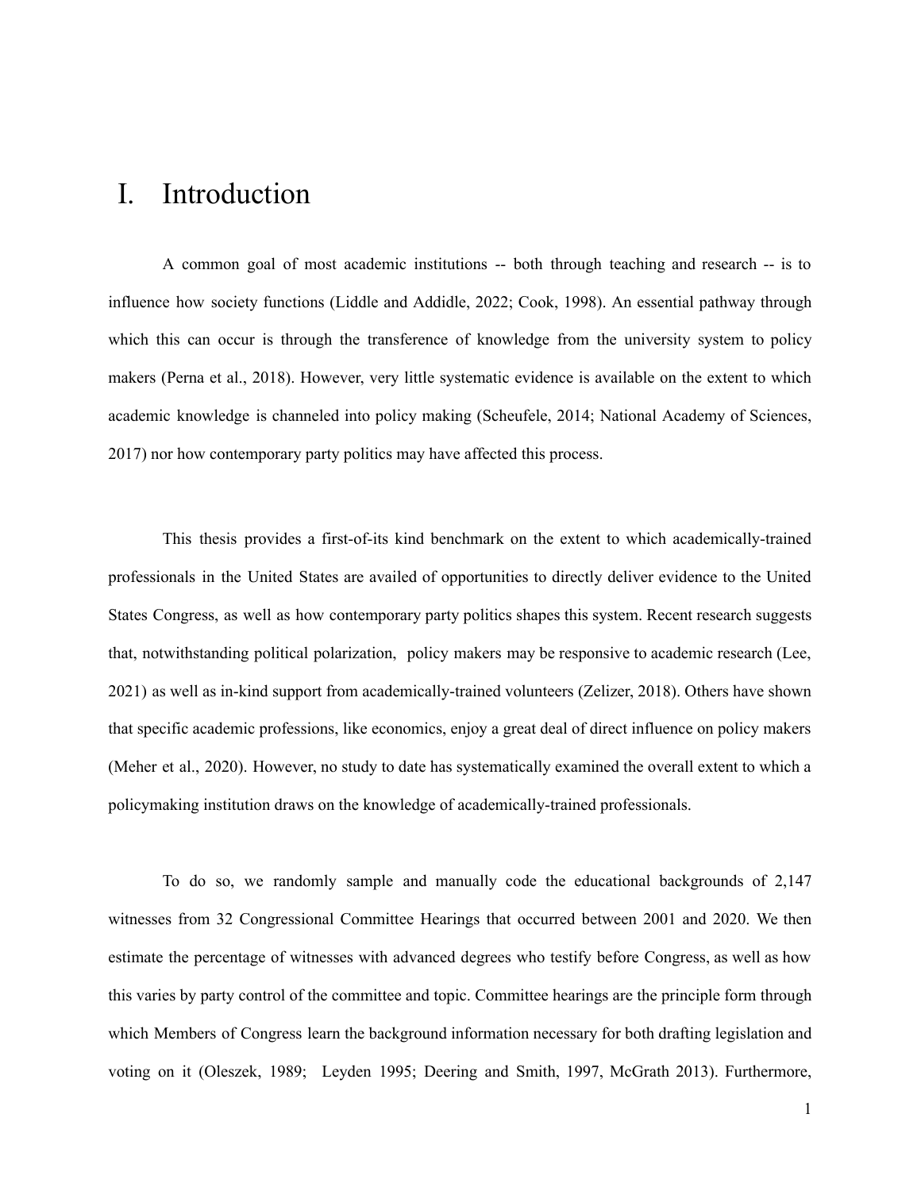# I. Introduction

A common goal of most academic institutions -- both through teaching and research -- is to influence how society functions (Liddle and Addidle, 2022; Cook, 1998). An essential pathway through which this can occur is through the transference of knowledge from the university system to policy makers (Perna et al., 2018). However, very little systematic evidence is available on the extent to which academic knowledge is channeled into policy making (Scheufele, 2014; National Academy of Sciences, 2017) nor how contemporary party politics may have affected this process.

This thesis provides a first-of-its kind benchmark on the extent to which academically-trained professionals in the United States are availed of opportunities to directly deliver evidence to the United States Congress, as well as how contemporary party politics shapes this system. Recent research suggests that, notwithstanding political polarization, policy makers may be responsive to academic research (Lee, 2021) as well as in-kind support from academically-trained volunteers (Zelizer, 2018). Others have shown that specific academic professions, like economics, enjoy a great deal of direct influence on policy makers (Meher et al., 2020). However, no study to date has systematically examined the overall extent to which a policymaking institution draws on the knowledge of academically-trained professionals.

To do so, we randomly sample and manually code the educational backgrounds of 2,147 witnesses from 32 Congressional Committee Hearings that occurred between 2001 and 2020. We then estimate the percentage of witnesses with advanced degrees who testify before Congress, as well as how this varies by party control of the committee and topic. Committee hearings are the principle form through which Members of Congress learn the background information necessary for both drafting legislation and voting on it (Oleszek, 1989; Leyden 1995; Deering and Smith, 1997, McGrath 2013). Furthermore,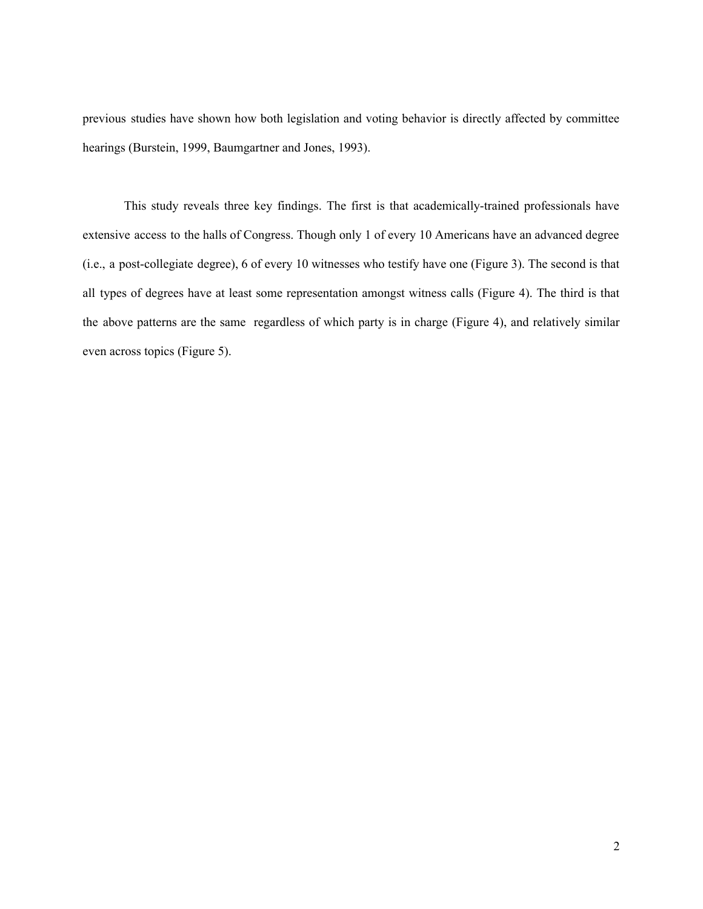previous studies have shown how both legislation and voting behavior is directly affected by committee hearings (Burstein, 1999, Baumgartner and Jones, 1993).

This study reveals three key findings. The first is that academically-trained professionals have extensive access to the halls of Congress. Though only 1 of every 10 Americans have an advanced degree (i.e., a post-collegiate degree), 6 of every 10 witnesses who testify have one (Figure 3). The second is that all types of degrees have at least some representation amongst witness calls (Figure 4). The third is that the above patterns are the same regardless of which party is in charge (Figure 4), and relatively similar even across topics (Figure 5).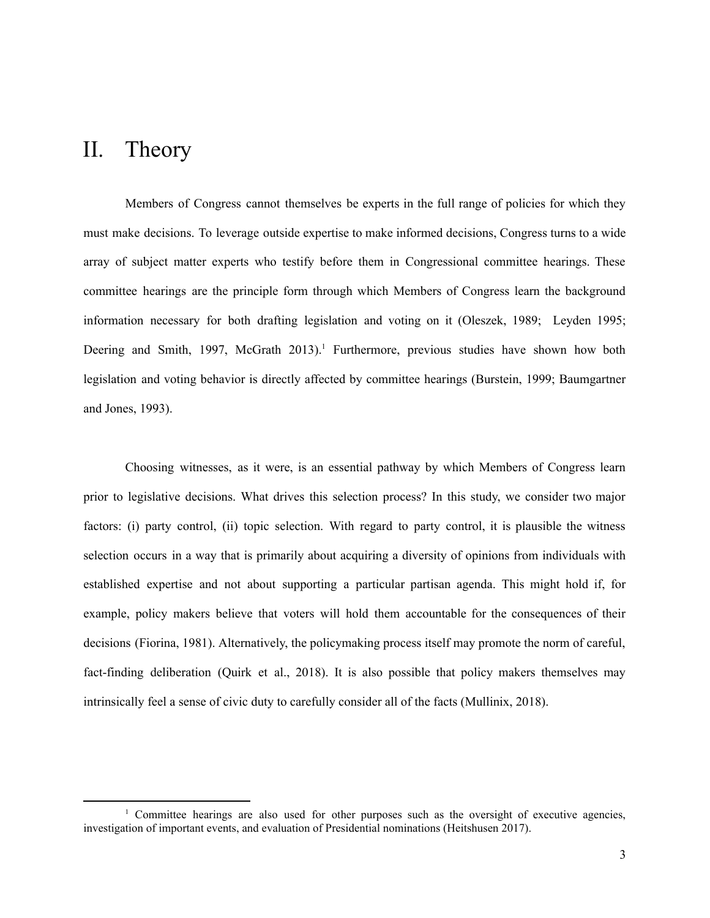# II. Theory

Members of Congress cannot themselves be experts in the full range of policies for which they must make decisions. To leverage outside expertise to make informed decisions, Congress turns to a wide array of subject matter experts who testify before them in Congressional committee hearings. These committee hearings are the principle form through which Members of Congress learn the background information necessary for both drafting legislation and voting on it (Oleszek, 1989; Leyden 1995; Deering and Smith, 1997, McGrath 2013).[1] Furthermore, previous studies have shown how both legislation and voting behavior is directly affected by committee hearings (Burstein, 1999; Baumgartner and Jones, 1993).

Choosing witnesses, as it were, is an essential pathway by which Members of Congress learn prior to legislative decisions. What drives this selection process? In this study, we consider two major factors: (i) party control, (ii) topic selection. With regard to party control, it is plausible the witness selection occurs in a way that is primarily about acquiring a diversity of opinions from individuals with established expertise and not about supporting a particular partisan agenda. This might hold if, for example, policy makers believe that voters will hold them accountable for the consequences of their decisions (Fiorina, 1981). Alternatively, the policymaking process itself may promote the norm of careful, fact-finding deliberation (Quirk et al., 2018). It is also possible that policy makers themselves may intrinsically feel a sense of civic duty to carefully consider all of the facts (Mullinix, 2018).

[1] Committee hearings are also used for other purposes such as the oversight of executive agencies, investigation of important events, and evaluation of Presidential nominations (Heitshusen 2017).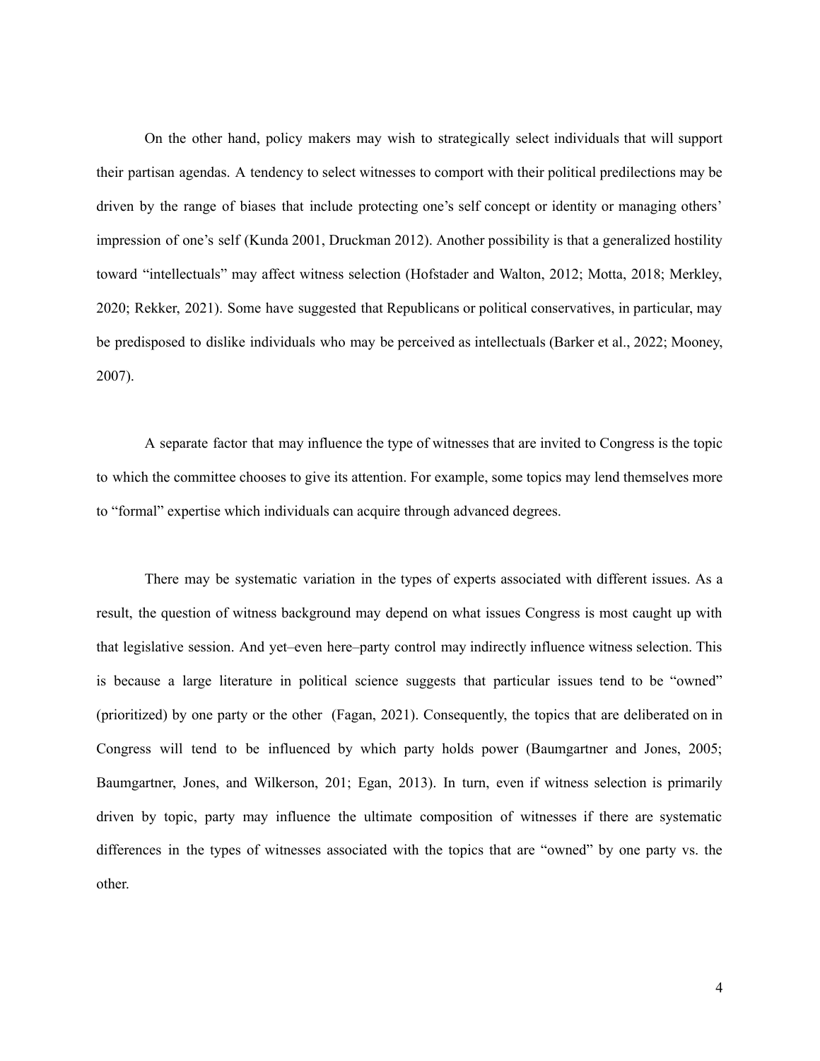On the other hand, policy makers may wish to strategically select individuals that will support their partisan agendas. A tendency to select witnesses to comport with their political predilections may be driven by the range of biases that include protecting one's self concept or identity or managing others' impression of one's self (Kunda 2001, Druckman 2012). Another possibility is that a generalized hostility toward "intellectuals" may affect witness selection (Hofstader and Walton, 2012; Motta, 2018; Merkley, 2020; Rekker, 2021). Some have suggested that Republicans or political conservatives, in particular, may be predisposed to dislike individuals who may be perceived as intellectuals (Barker et al., 2022; Mooney, 2007).

A separate factor that may influence the type of witnesses that are invited to Congress is the topic to which the committee chooses to give its attention. For example, some topics may lend themselves more to "formal" expertise which individuals can acquire through advanced degrees.

There may be systematic variation in the types of experts associated with different issues. As a result, the question of witness background may depend on what issues Congress is most caught up with that legislative session. And yet–even here–party control may indirectly influence witness selection. This is because a large literature in political science suggests that particular issues tend to be "owned" (prioritized) by one party or the other (Fagan, 2021). Consequently, the topics that are deliberated on in Congress will tend to be influenced by which party holds power (Baumgartner and Jones, 2005; Baumgartner, Jones, and Wilkerson, 201; Egan, 2013). In turn, even if witness selection is primarily driven by topic, party may influence the ultimate composition of witnesses if there are systematic differences in the types of witnesses associated with the topics that are "owned" by one party vs. the other.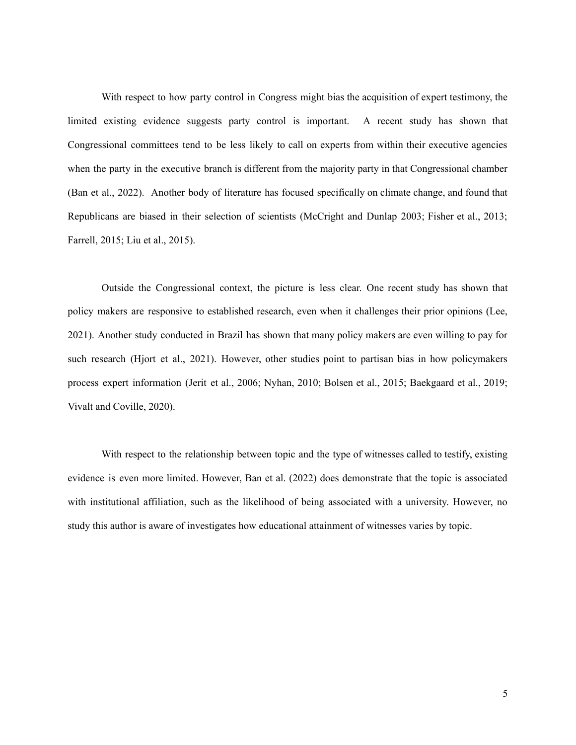With respect to how party control in Congress might bias the acquisition of expert testimony, the limited existing evidence suggests party control is important. A recent study has shown that Congressional committees tend to be less likely to call on experts from within their executive agencies when the party in the executive branch is different from the majority party in that Congressional chamber (Ban et al., 2022). Another body of literature has focused specifically on climate change, and found that Republicans are biased in their selection of scientists (McCright and Dunlap 2003; Fisher et al., 2013; Farrell, 2015; Liu et al., 2015).

Outside the Congressional context, the picture is less clear. One recent study has shown that policy makers are responsive to established research, even when it challenges their prior opinions (Lee, 2021). Another study conducted in Brazil has shown that many policy makers are even willing to pay for such research (Hjort et al., 2021). However, other studies point to partisan bias in how policymakers process expert information (Jerit et al., 2006; Nyhan, 2010; Bolsen et al., 2015; Baekgaard et al., 2019; Vivalt and Coville, 2020).

With respect to the relationship between topic and the type of witnesses called to testify, existing evidence is even more limited. However, Ban et al. (2022) does demonstrate that the topic is associated with institutional affiliation, such as the likelihood of being associated with a university. However, no study this author is aware of investigates how educational attainment of witnesses varies by topic.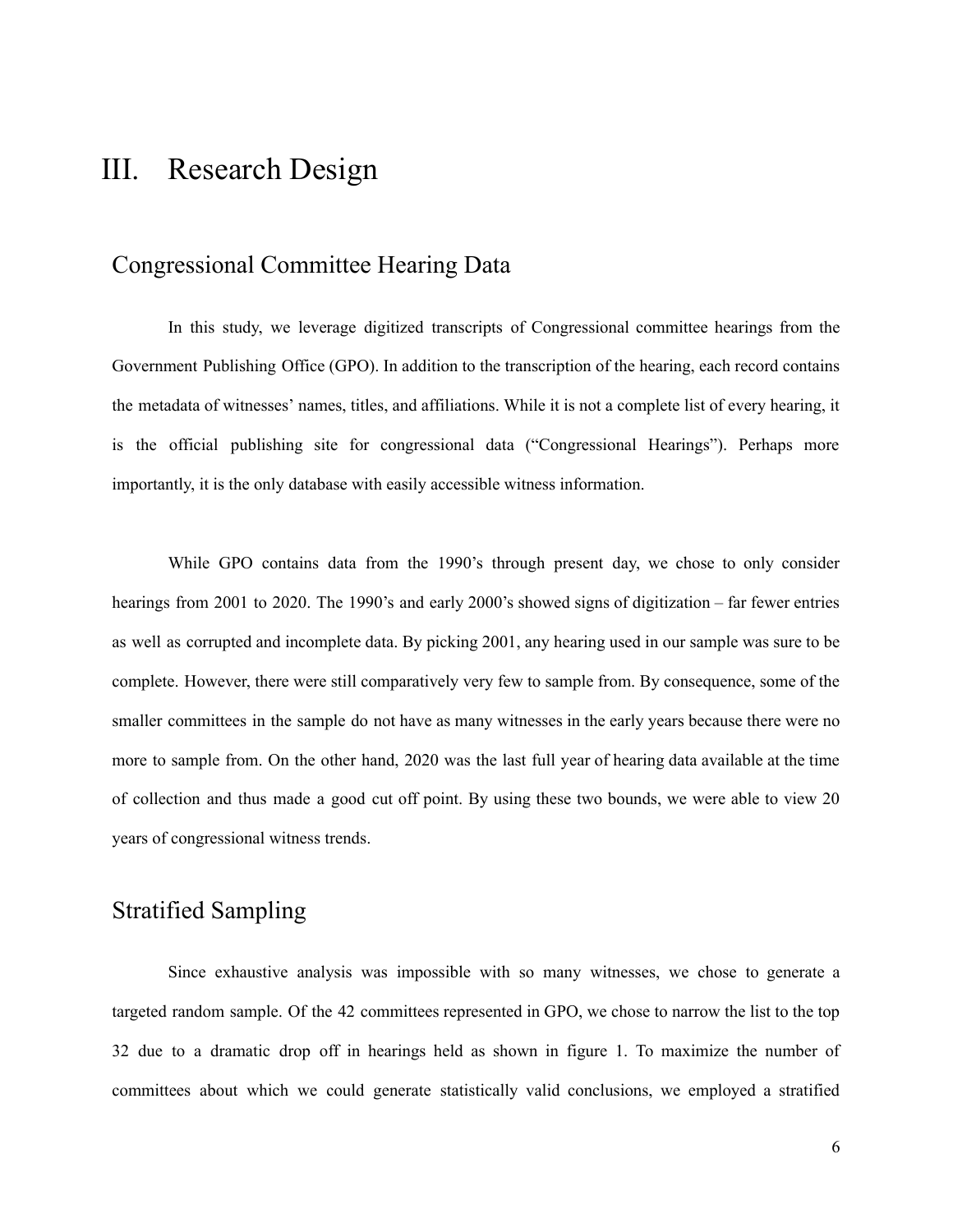# III. Research Design

## Congressional Committee Hearing Data

In this study, we leverage digitized transcripts of Congressional committee hearings from the Government Publishing Office (GPO). In addition to the transcription of the hearing, each record contains the metadata of witnesses' names, titles, and affiliations. While it is not a complete list of every hearing, it is the official publishing site for congressional data ("Congressional Hearings"). Perhaps more importantly, it is the only database with easily accessible witness information.

While GPO contains data from the 1990's through present day, we chose to only consider hearings from 2001 to 2020. The 1990's and early 2000's showed signs of digitization – far fewer entries as well as corrupted and incomplete data. By picking 2001, any hearing used in our sample was sure to be complete. However, there were still comparatively very few to sample from. By consequence, some of the smaller committees in the sample do not have as many witnesses in the early years because there were no more to sample from. On the other hand, 2020 was the last full year of hearing data available at the time of collection and thus made a good cut off point. By using these two bounds, we were able to view 20 years of congressional witness trends.

## Stratified Sampling

Since exhaustive analysis was impossible with so many witnesses, we chose to generate a targeted random sample. Of the 42 committees represented in GPO, we chose to narrow the list to the top 32 due to a dramatic drop off in hearings held as shown in figure 1. To maximize the number of committees about which we could generate statistically valid conclusions, we employed a stratified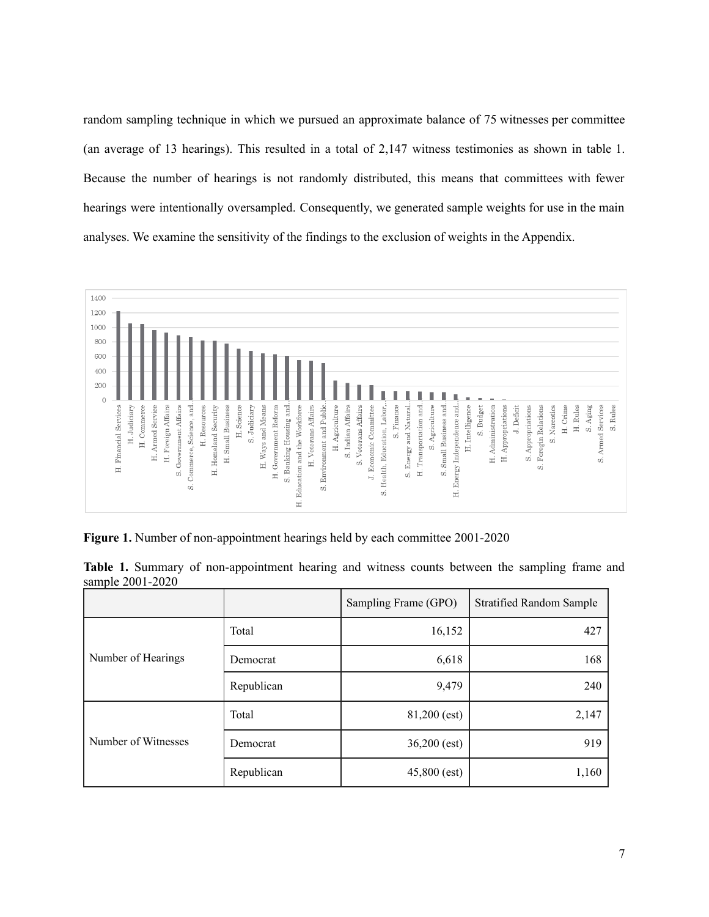random sampling technique in which we pursued an approximate balance of 75 witnesses per committee (an average of 13 hearings). This resulted in a total of 2,147 witness testimonies as shown in table 1. Because the number of hearings is not randomly distributed, this means that committees with fewer hearings were intentionally oversampled. Consequently, we generated sample weights for use in the main analyses. We examine the sensitivity of the findings to the exclusion of weights in the Appendix.

**Figure 1.** Number of non-appointment hearings held by each committee 2001-2020

**Table 1.** Summary of non-appointment hearing and witness counts between the sampling frame and sample 2001-2020

| | | Sampling Frame (GPO) | Stratified Random Sample |
|---|---|---|---|
| Number of Hearings | Total | 16,152 | 427 |
| | Democrat | 6,618 | 168 |
| | Republican | 9,479 | 240 |
| Number of Witnesses | Total | 81,200 (est) | 2,147 |
| | Democrat | 36,200 (est) | 919 |
| | Republican | 45,800 (est) | 1,160 |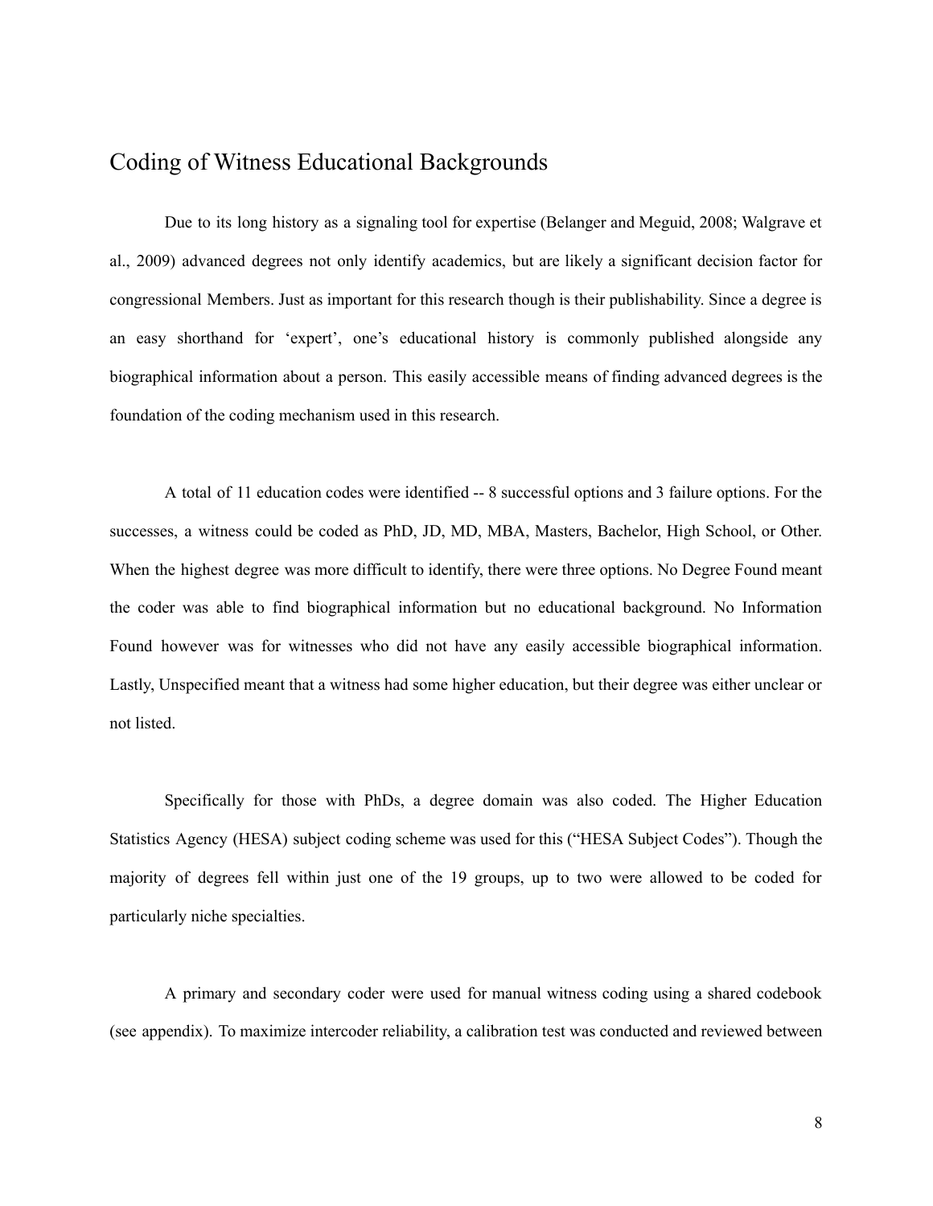## Coding of Witness Educational Backgrounds

Due to its long history as a signaling tool for expertise (Belanger and Meguid, 2008; Walgrave et al., 2009) advanced degrees not only identify academics, but are likely a significant decision factor for congressional Members. Just as important for this research though is their publishability. Since a degree is an easy shorthand for 'expert', one's educational history is commonly published alongside any biographical information about a person. This easily accessible means of finding advanced degrees is the foundation of the coding mechanism used in this research.

A total of 11 education codes were identified -- 8 successful options and 3 failure options. For the successes, a witness could be coded as PhD, JD, MD, MBA, Masters, Bachelor, High School, or Other. When the highest degree was more difficult to identify, there were three options. No Degree Found meant the coder was able to find biographical information but no educational background. No Information Found however was for witnesses who did not have any easily accessible biographical information. Lastly, Unspecified meant that a witness had some higher education, but their degree was either unclear or not listed.

Specifically for those with PhDs, a degree domain was also coded. The Higher Education Statistics Agency (HESA) subject coding scheme was used for this ("HESA Subject Codes"). Though the majority of degrees fell within just one of the 19 groups, up to two were allowed to be coded for particularly niche specialties.

A primary and secondary coder were used for manual witness coding using a shared codebook (see appendix). To maximize intercoder reliability, a calibration test was conducted and reviewed between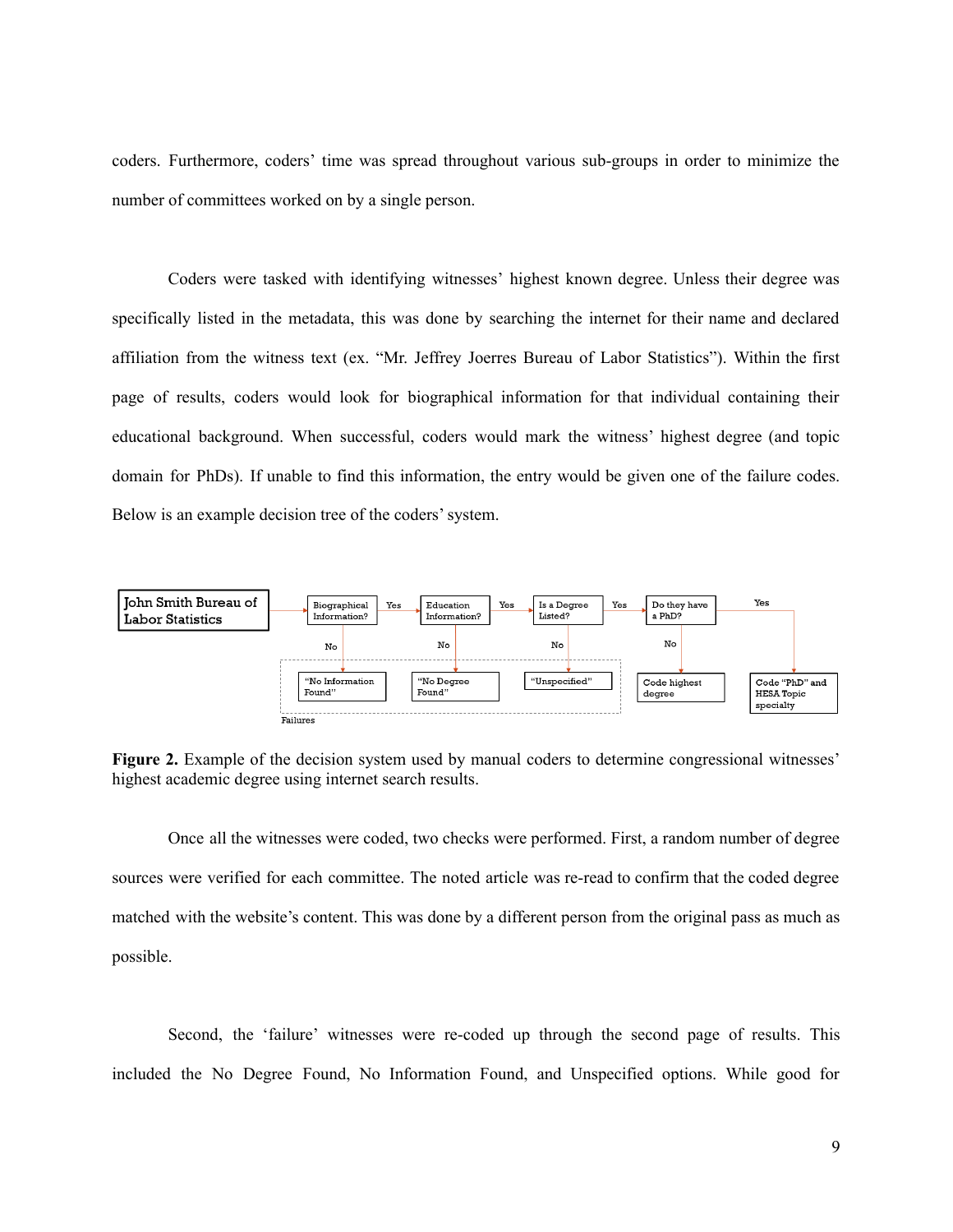coders. Furthermore, coders' time was spread throughout various sub-groups in order to minimize the number of committees worked on by a single person.

Coders were tasked with identifying witnesses' highest known degree. Unless their degree was specifically listed in the metadata, this was done by searching the internet for their name and declared affiliation from the witness text (ex. "Mr. Jeffrey Joerres Bureau of Labor Statistics"). Within the first page of results, coders would look for biographical information for that individual containing their educational background. When successful, coders would mark the witness' highest degree (and topic domain for PhDs). If unable to find this information, the entry would be given one of the failure codes. Below is an example decision tree of the coders' system.

John Smith Bureau of Labor Statistics → Biographical Information? (No → "No Information Found") → Yes → Education Information? (No → "No Degree Found") → Yes → Is a Degree Listed? (No → "Unspecified") → Yes → Do they have a PhD? (No → Code highest degree) → Yes → Code "PhD" and HESA Topic specialty

Failures

**Figure 2.** Example of the decision system used by manual coders to determine congressional witnesses' highest academic degree using internet search results.

Once all the witnesses were coded, two checks were performed. First, a random number of degree sources were verified for each committee. The noted article was re-read to confirm that the coded degree matched with the website's content. This was done by a different person from the original pass as much as possible.

Second, the 'failure' witnesses were re-coded up through the second page of results. This included the No Degree Found, No Information Found, and Unspecified options. While good for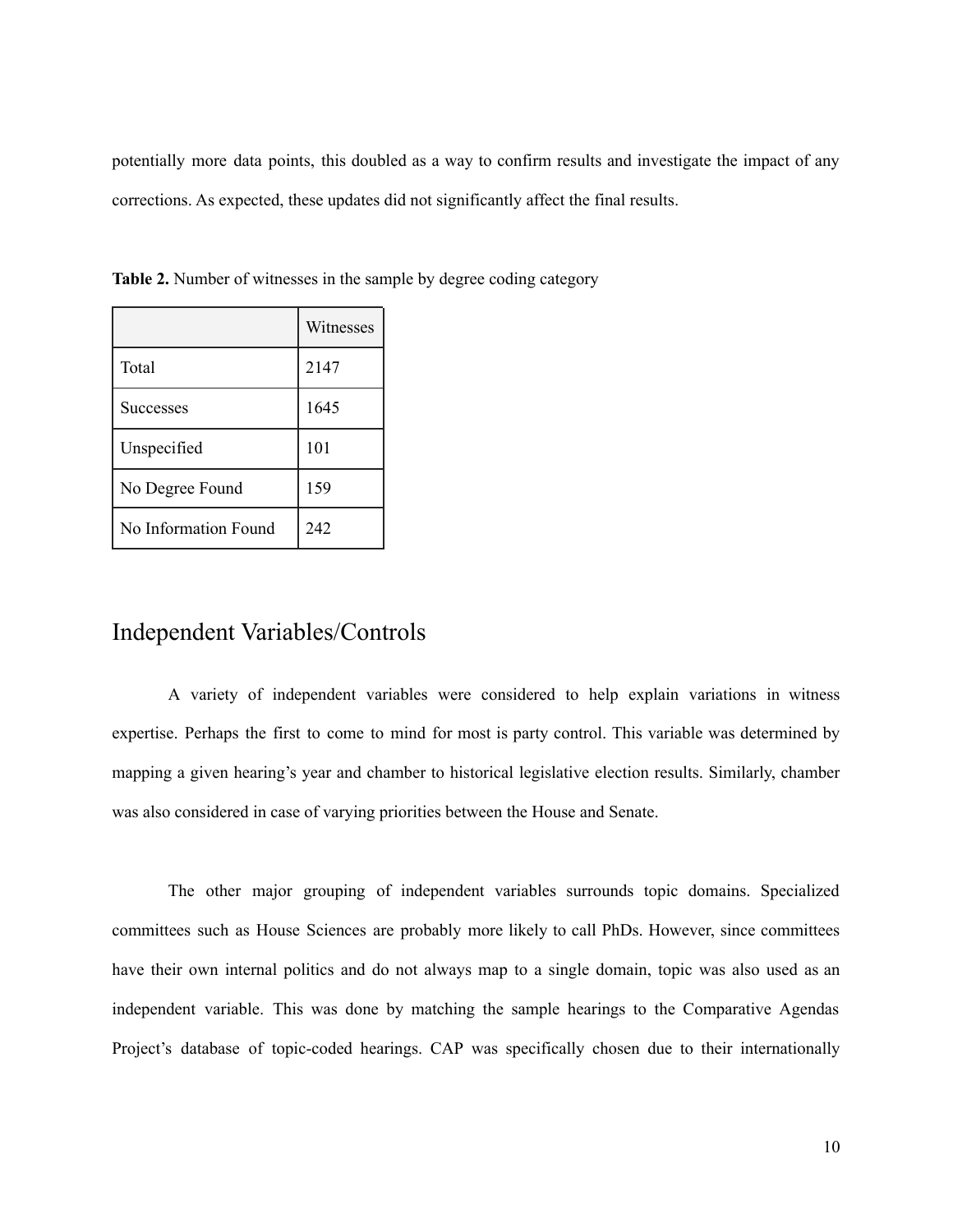potentially more data points, this doubled as a way to confirm results and investigate the impact of any corrections. As expected, these updates did not significantly affect the final results.

**Table 2.** Number of witnesses in the sample by degree coding category

| | Witnesses |
|---|---|
| Total | 2147 |
| Successes | 1645 |
| Unspecified | 101 |
| No Degree Found | 159 |
| No Information Found | 242 |

## Independent Variables/Controls

A variety of independent variables were considered to help explain variations in witness expertise. Perhaps the first to come to mind for most is party control. This variable was determined by mapping a given hearing's year and chamber to historical legislative election results. Similarly, chamber was also considered in case of varying priorities between the House and Senate.

The other major grouping of independent variables surrounds topic domains. Specialized committees such as House Sciences are probably more likely to call PhDs. However, since committees have their own internal politics and do not always map to a single domain, topic was also used as an independent variable. This was done by matching the sample hearings to the Comparative Agendas Project's database of topic-coded hearings. CAP was specifically chosen due to their internationally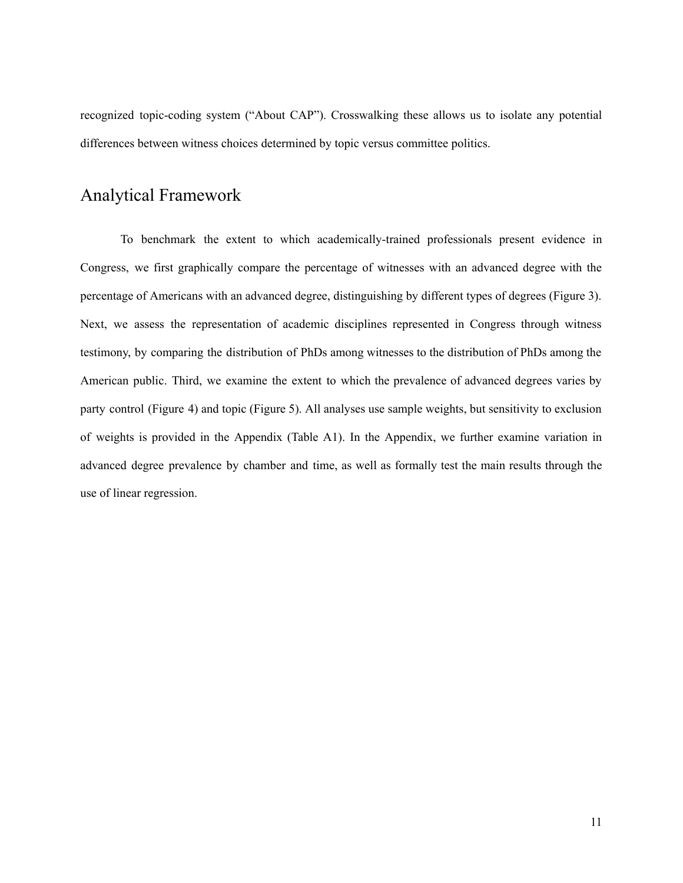recognized topic-coding system ("About CAP"). Crosswalking these allows us to isolate any potential differences between witness choices determined by topic versus committee politics.

## Analytical Framework

To benchmark the extent to which academically-trained professionals present evidence in Congress, we first graphically compare the percentage of witnesses with an advanced degree with the percentage of Americans with an advanced degree, distinguishing by different types of degrees (Figure 3). Next, we assess the representation of academic disciplines represented in Congress through witness testimony, by comparing the distribution of PhDs among witnesses to the distribution of PhDs among the American public. Third, we examine the extent to which the prevalence of advanced degrees varies by party control (Figure 4) and topic (Figure 5). All analyses use sample weights, but sensitivity to exclusion of weights is provided in the Appendix (Table A1). In the Appendix, we further examine variation in advanced degree prevalence by chamber and time, as well as formally test the main results through the use of linear regression.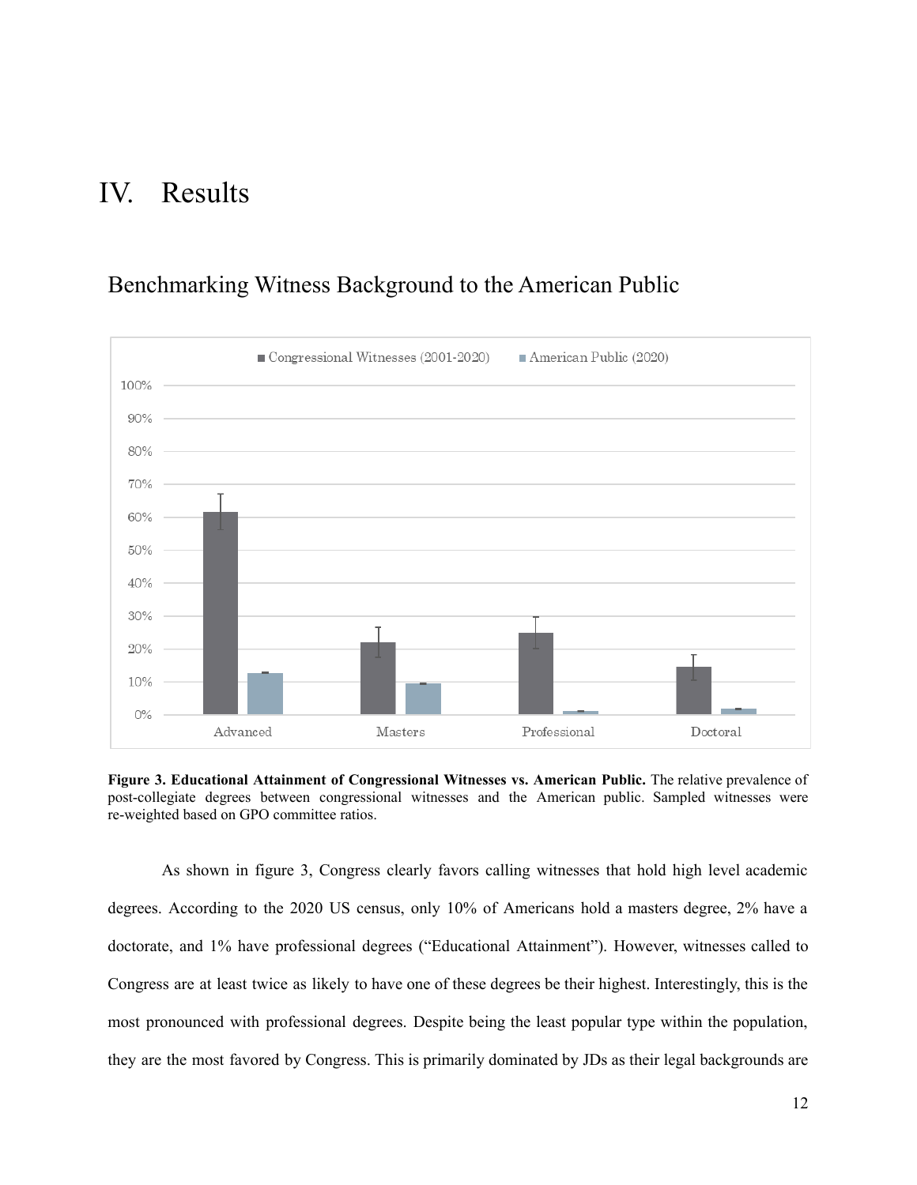# IV. Results

## Benchmarking Witness Background to the American Public

**Figure 3. Educational Attainment of Congressional Witnesses vs. American Public.** The relative prevalence of post-collegiate degrees between congressional witnesses and the American public. Sampled witnesses were re-weighted based on GPO committee ratios.

As shown in figure 3, Congress clearly favors calling witnesses that hold high level academic degrees. According to the 2020 US census, only 10% of Americans hold a masters degree, 2% have a doctorate, and 1% have professional degrees ("Educational Attainment"). However, witnesses called to Congress are at least twice as likely to have one of these degrees be their highest. Interestingly, this is the most pronounced with professional degrees. Despite being the least popular type within the population, they are the most favored by Congress. This is primarily dominated by JDs as their legal backgrounds are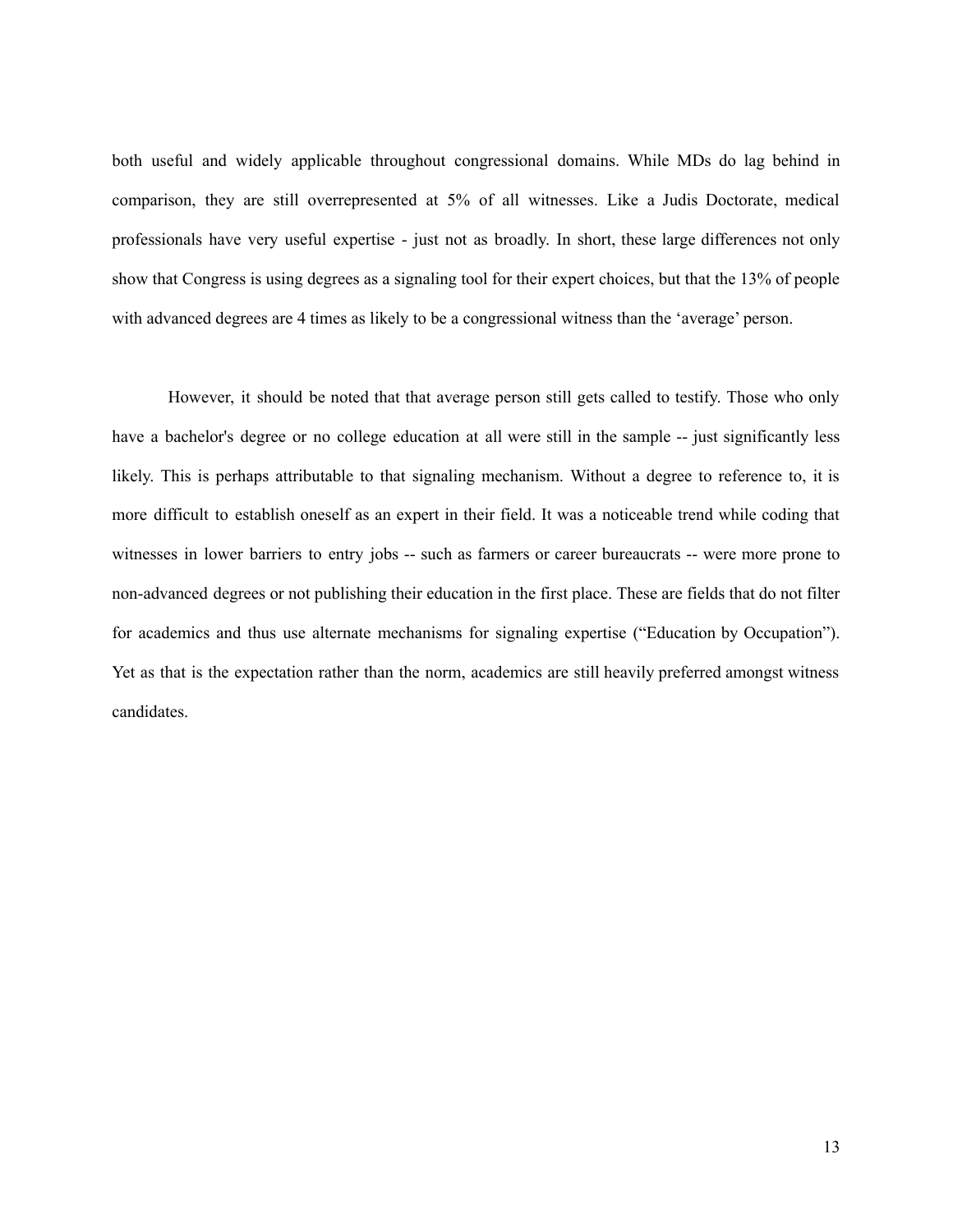both useful and widely applicable throughout congressional domains. While MDs do lag behind in comparison, they are still overrepresented at 5% of all witnesses. Like a Judis Doctorate, medical professionals have very useful expertise - just not as broadly. In short, these large differences not only show that Congress is using degrees as a signaling tool for their expert choices, but that the 13% of people with advanced degrees are 4 times as likely to be a congressional witness than the 'average' person.

However, it should be noted that that average person still gets called to testify. Those who only have a bachelor's degree or no college education at all were still in the sample -- just significantly less likely. This is perhaps attributable to that signaling mechanism. Without a degree to reference to, it is more difficult to establish oneself as an expert in their field. It was a noticeable trend while coding that witnesses in lower barriers to entry jobs -- such as farmers or career bureaucrats -- were more prone to non-advanced degrees or not publishing their education in the first place. These are fields that do not filter for academics and thus use alternate mechanisms for signaling expertise ("Education by Occupation"). Yet as that is the expectation rather than the norm, academics are still heavily preferred amongst witness candidates.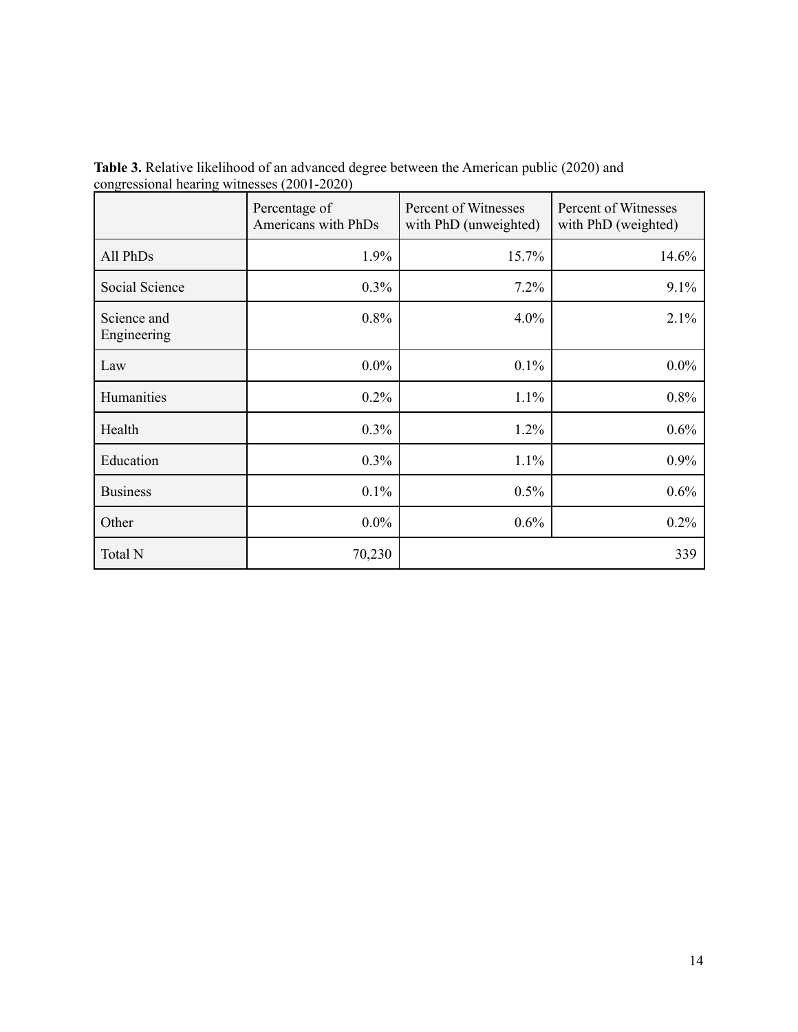**Table 3.** Relative likelihood of an advanced degree between the American public (2020) and congressional hearing witnesses (2001-2020)

| | Percentage of Americans with PhDs | Percent of Witnesses with PhD (unweighted) | Percent of Witnesses with PhD (weighted) |
|---|---|---|---|
| All PhDs | 1.9% | 15.7% | 14.6% |
| Social Science | 0.3% | 7.2% | 9.1% |
| Science and Engineering | 0.8% | 4.0% | 2.1% |
| Law | 0.0% | 0.1% | 0.0% |
| Humanities | 0.2% | 1.1% | 0.8% |
| Health | 0.3% | 1.2% | 0.6% |
| Education | 0.3% | 1.1% | 0.9% |
| Business | 0.1% | 0.5% | 0.6% |
| Other | 0.0% | 0.6% | 0.2% |
| Total N | 70,230 | 339 | |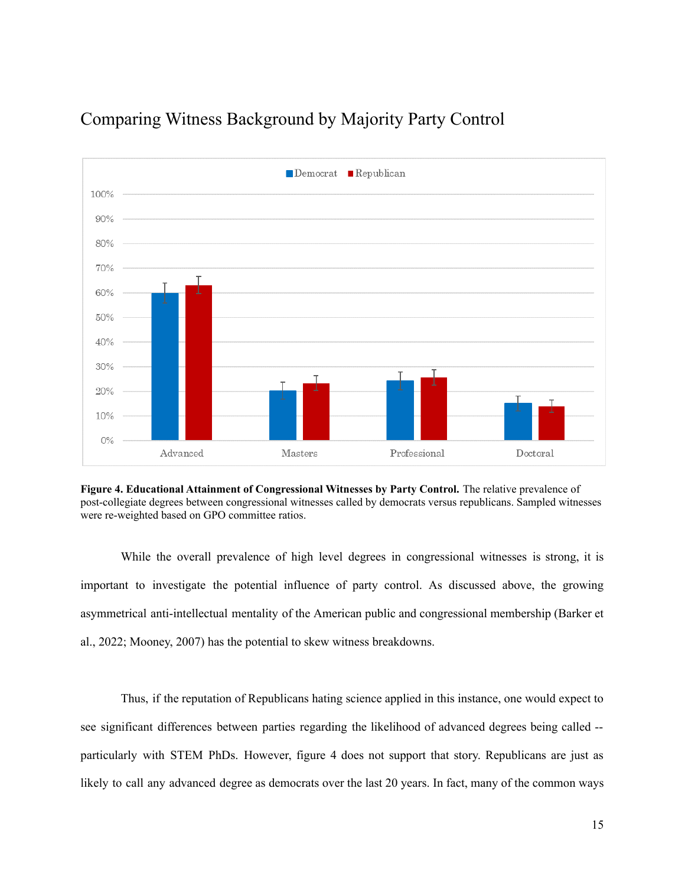## Comparing Witness Background by Majority Party Control

**Figure 4. Educational Attainment of Congressional Witnesses by Party Control.** The relative prevalence of post-collegiate degrees between congressional witnesses called by democrats versus republicans. Sampled witnesses were re-weighted based on GPO committee ratios.

While the overall prevalence of high level degrees in congressional witnesses is strong, it is important to investigate the potential influence of party control. As discussed above, the growing asymmetrical anti-intellectual mentality of the American public and congressional membership (Barker et al., 2022; Mooney, 2007) has the potential to skew witness breakdowns.

Thus, if the reputation of Republicans hating science applied in this instance, one would expect to see significant differences between parties regarding the likelihood of advanced degrees being called -- particularly with STEM PhDs. However, figure 4 does not support that story. Republicans are just as likely to call any advanced degree as democrats over the last 20 years. In fact, many of the common ways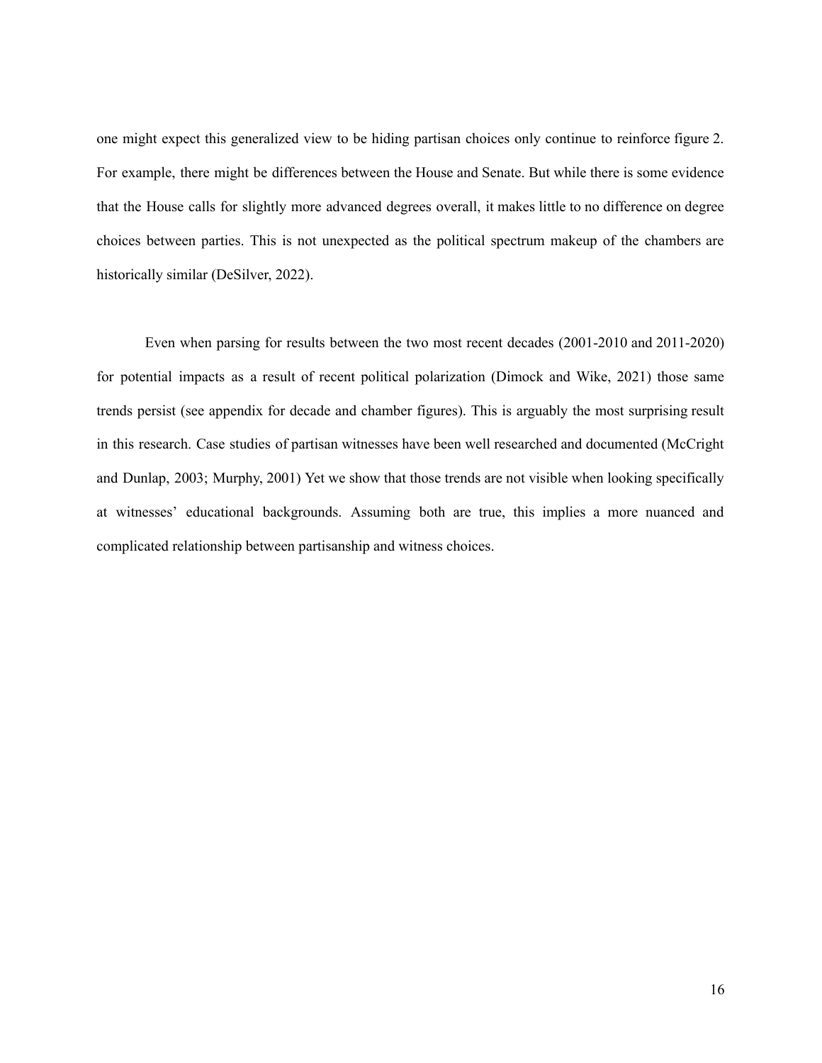one might expect this generalized view to be hiding partisan choices only continue to reinforce figure 2. For example, there might be differences between the House and Senate. But while there is some evidence that the House calls for slightly more advanced degrees overall, it makes little to no difference on degree choices between parties. This is not unexpected as the political spectrum makeup of the chambers are historically similar (DeSilver, 2022).

Even when parsing for results between the two most recent decades (2001-2010 and 2011-2020) for potential impacts as a result of recent political polarization (Dimock and Wike, 2021) those same trends persist (see appendix for decade and chamber figures). This is arguably the most surprising result in this research. Case studies of partisan witnesses have been well researched and documented (McCright and Dunlap, 2003; Murphy, 2001) Yet we show that those trends are not visible when looking specifically at witnesses' educational backgrounds. Assuming both are true, this implies a more nuanced and complicated relationship between partisanship and witness choices.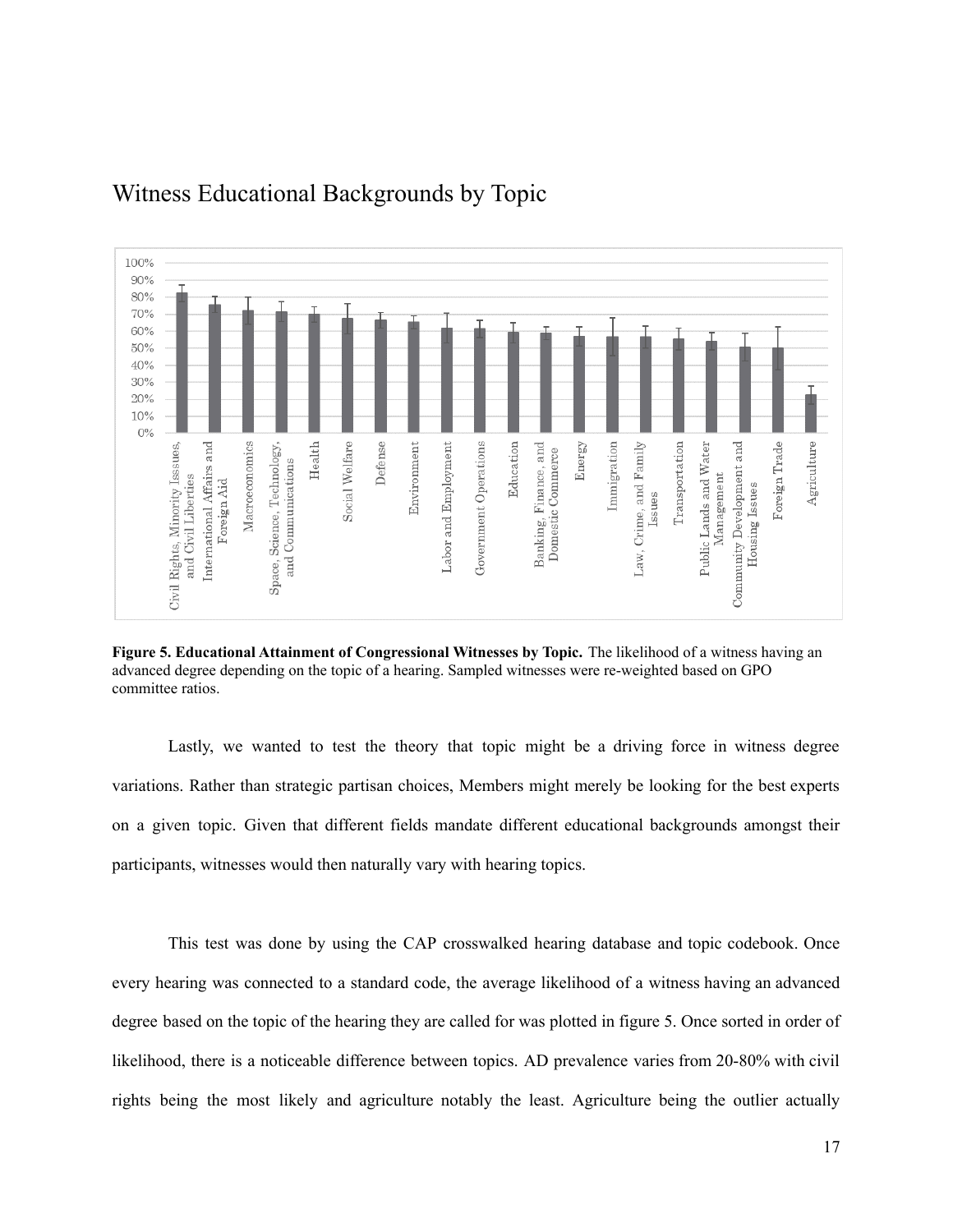Witness Educational Backgrounds by Topic

**Figure 5. Educational Attainment of Congressional Witnesses by Topic.** The likelihood of a witness having an advanced degree depending on the topic of a hearing. Sampled witnesses were re-weighted based on GPO committee ratios.

Lastly, we wanted to test the theory that topic might be a driving force in witness degree variations. Rather than strategic partisan choices, Members might merely be looking for the best experts on a given topic. Given that different fields mandate different educational backgrounds amongst their participants, witnesses would then naturally vary with hearing topics.

This test was done by using the CAP crosswalked hearing database and topic codebook. Once every hearing was connected to a standard code, the average likelihood of a witness having an advanced degree based on the topic of the hearing they are called for was plotted in figure 5. Once sorted in order of likelihood, there is a noticeable difference between topics. AD prevalence varies from 20-80% with civil rights being the most likely and agriculture notably the least. Agriculture being the outlier actually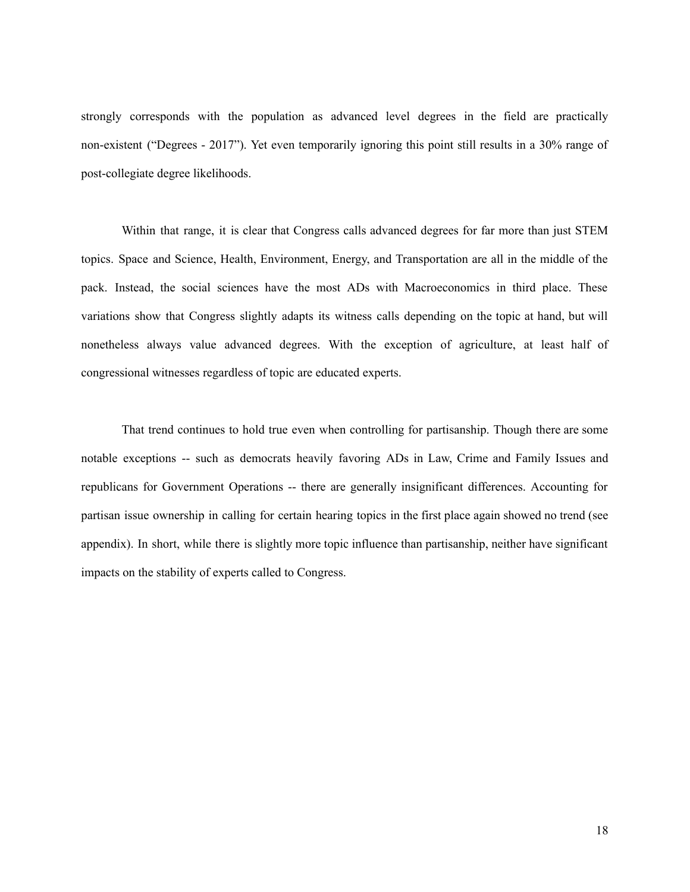strongly corresponds with the population as advanced level degrees in the field are practically non-existent (“Degrees - 2017”). Yet even temporarily ignoring this point still results in a 30% range of post-collegiate degree likelihoods.

Within that range, it is clear that Congress calls advanced degrees for far more than just STEM topics. Space and Science, Health, Environment, Energy, and Transportation are all in the middle of the pack. Instead, the social sciences have the most ADs with Macroeconomics in third place. These variations show that Congress slightly adapts its witness calls depending on the topic at hand, but will nonetheless always value advanced degrees. With the exception of agriculture, at least half of congressional witnesses regardless of topic are educated experts.

That trend continues to hold true even when controlling for partisanship. Though there are some notable exceptions -- such as democrats heavily favoring ADs in Law, Crime and Family Issues and republicans for Government Operations -- there are generally insignificant differences. Accounting for partisan issue ownership in calling for certain hearing topics in the first place again showed no trend (see appendix). In short, while there is slightly more topic influence than partisanship, neither have significant impacts on the stability of experts called to Congress.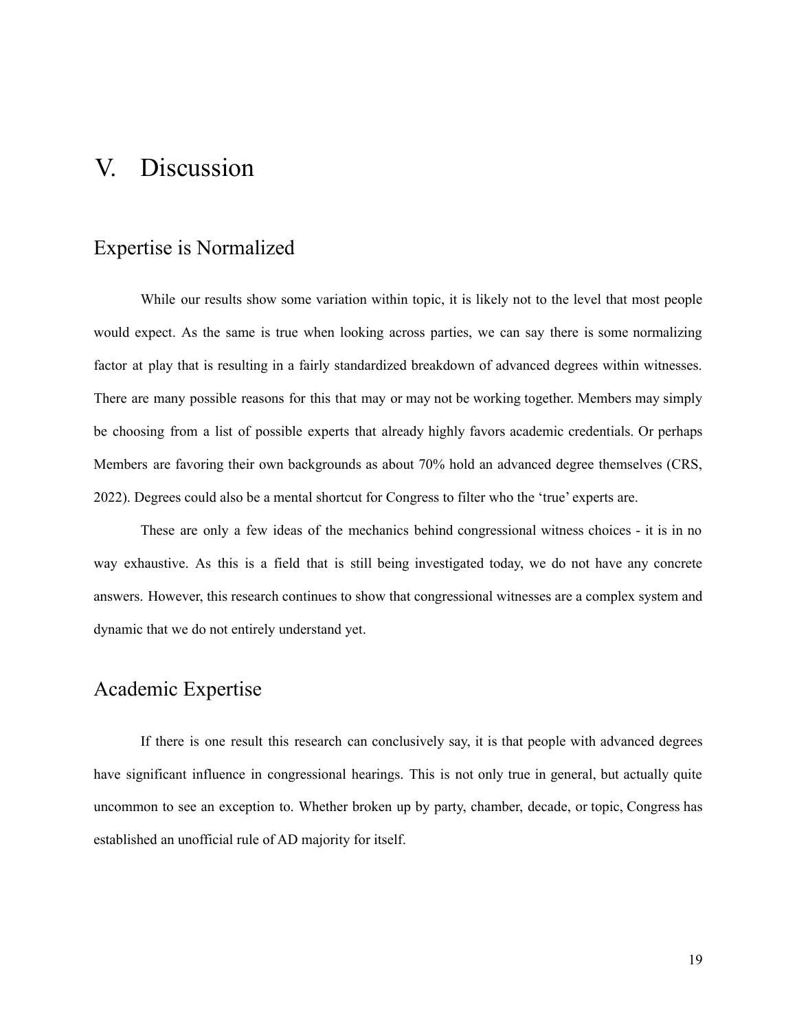# V. Discussion

## Expertise is Normalized

While our results show some variation within topic, it is likely not to the level that most people would expect. As the same is true when looking across parties, we can say there is some normalizing factor at play that is resulting in a fairly standardized breakdown of advanced degrees within witnesses. There are many possible reasons for this that may or may not be working together. Members may simply be choosing from a list of possible experts that already highly favors academic credentials. Or perhaps Members are favoring their own backgrounds as about 70% hold an advanced degree themselves (CRS, 2022). Degrees could also be a mental shortcut for Congress to filter who the 'true' experts are.

These are only a few ideas of the mechanics behind congressional witness choices - it is in no way exhaustive. As this is a field that is still being investigated today, we do not have any concrete answers. However, this research continues to show that congressional witnesses are a complex system and dynamic that we do not entirely understand yet.

## Academic Expertise

If there is one result this research can conclusively say, it is that people with advanced degrees have significant influence in congressional hearings. This is not only true in general, but actually quite uncommon to see an exception to. Whether broken up by party, chamber, decade, or topic, Congress has established an unofficial rule of AD majority for itself.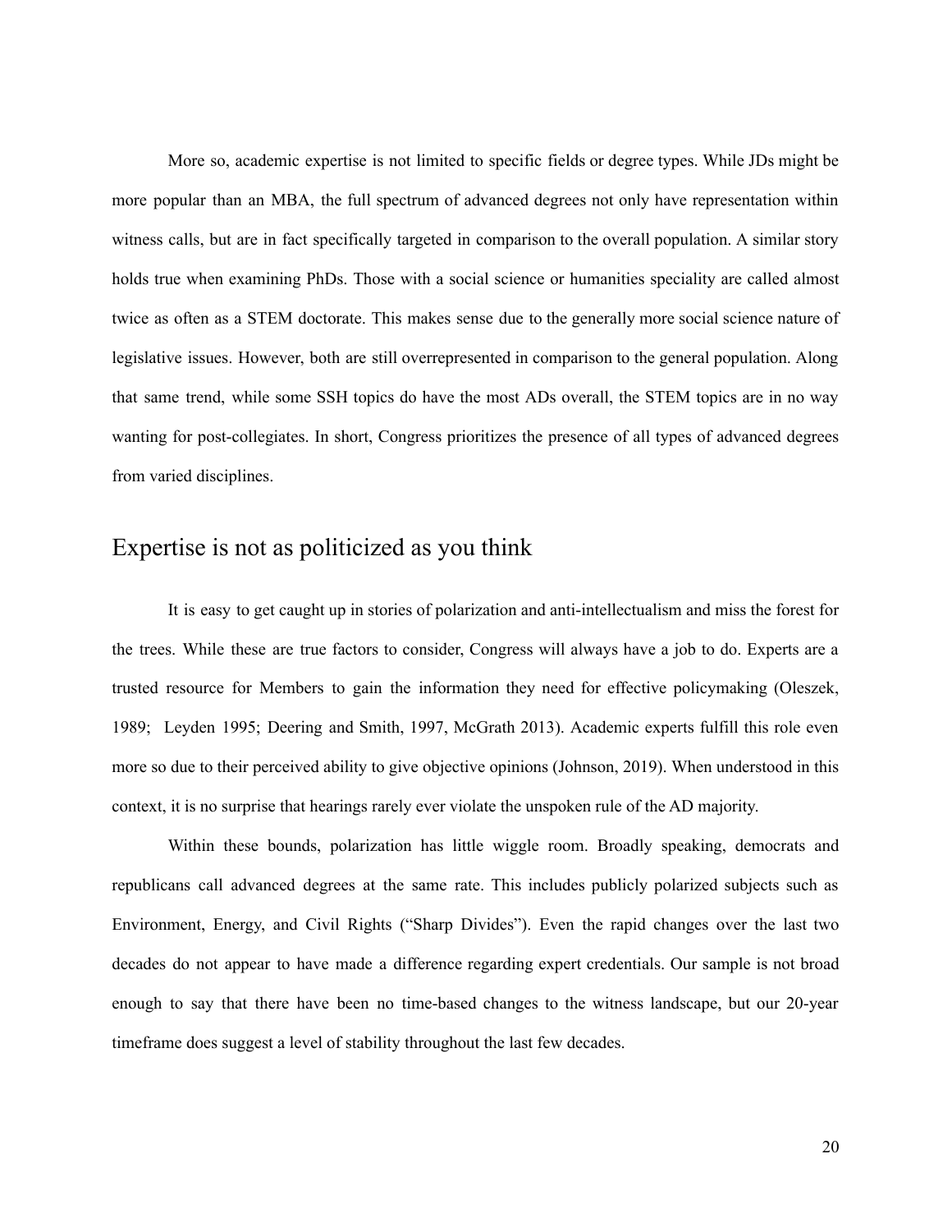More so, academic expertise is not limited to specific fields or degree types. While JDs might be more popular than an MBA, the full spectrum of advanced degrees not only have representation within witness calls, but are in fact specifically targeted in comparison to the overall population. A similar story holds true when examining PhDs. Those with a social science or humanities speciality are called almost twice as often as a STEM doctorate. This makes sense due to the generally more social science nature of legislative issues. However, both are still overrepresented in comparison to the general population. Along that same trend, while some SSH topics do have the most ADs overall, the STEM topics are in no way wanting for post-collegiates. In short, Congress prioritizes the presence of all types of advanced degrees from varied disciplines.

## Expertise is not as politicized as you think

It is easy to get caught up in stories of polarization and anti-intellectualism and miss the forest for the trees. While these are true factors to consider, Congress will always have a job to do. Experts are a trusted resource for Members to gain the information they need for effective policymaking (Oleszek, 1989; Leyden 1995; Deering and Smith, 1997, McGrath 2013). Academic experts fulfill this role even more so due to their perceived ability to give objective opinions (Johnson, 2019). When understood in this context, it is no surprise that hearings rarely ever violate the unspoken rule of the AD majority.

Within these bounds, polarization has little wiggle room. Broadly speaking, democrats and republicans call advanced degrees at the same rate. This includes publicly polarized subjects such as Environment, Energy, and Civil Rights ("Sharp Divides"). Even the rapid changes over the last two decades do not appear to have made a difference regarding expert credentials. Our sample is not broad enough to say that there have been no time-based changes to the witness landscape, but our 20-year timeframe does suggest a level of stability throughout the last few decades.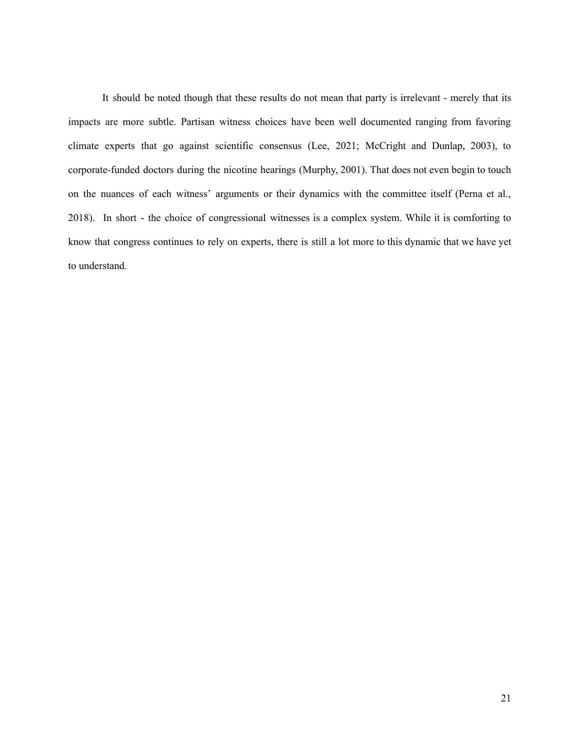It should be noted though that these results do not mean that party is irrelevant - merely that its impacts are more subtle. Partisan witness choices have been well documented ranging from favoring climate experts that go against scientific consensus (Lee, 2021; McCright and Dunlap, 2003), to corporate-funded doctors during the nicotine hearings (Murphy, 2001). That does not even begin to touch on the nuances of each witness' arguments or their dynamics with the committee itself (Perna et al., 2018). In short - the choice of congressional witnesses is a complex system. While it is comforting to know that congress continues to rely on experts, there is still a lot more to this dynamic that we have yet to understand.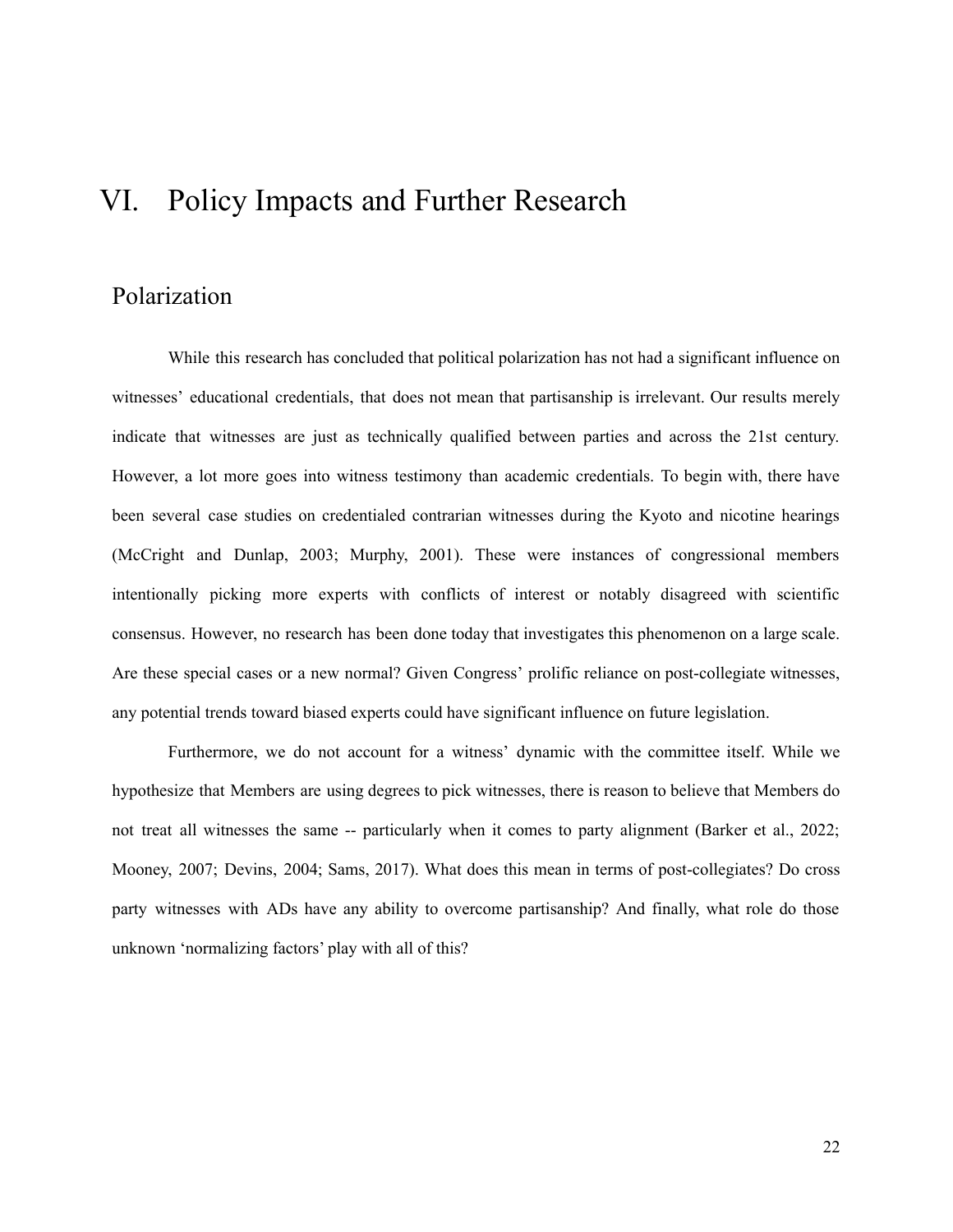# VI. Policy Impacts and Further Research

## Polarization

While this research has concluded that political polarization has not had a significant influence on witnesses' educational credentials, that does not mean that partisanship is irrelevant. Our results merely indicate that witnesses are just as technically qualified between parties and across the 21st century. However, a lot more goes into witness testimony than academic credentials. To begin with, there have been several case studies on credentialed contrarian witnesses during the Kyoto and nicotine hearings (McCright and Dunlap, 2003; Murphy, 2001). These were instances of congressional members intentionally picking more experts with conflicts of interest or notably disagreed with scientific consensus. However, no research has been done today that investigates this phenomenon on a large scale. Are these special cases or a new normal? Given Congress' prolific reliance on post-collegiate witnesses, any potential trends toward biased experts could have significant influence on future legislation.

Furthermore, we do not account for a witness' dynamic with the committee itself. While we hypothesize that Members are using degrees to pick witnesses, there is reason to believe that Members do not treat all witnesses the same -- particularly when it comes to party alignment (Barker et al., 2022; Mooney, 2007; Devins, 2004; Sams, 2017). What does this mean in terms of post-collegiates? Do cross party witnesses with ADs have any ability to overcome partisanship? And finally, what role do those unknown 'normalizing factors' play with all of this?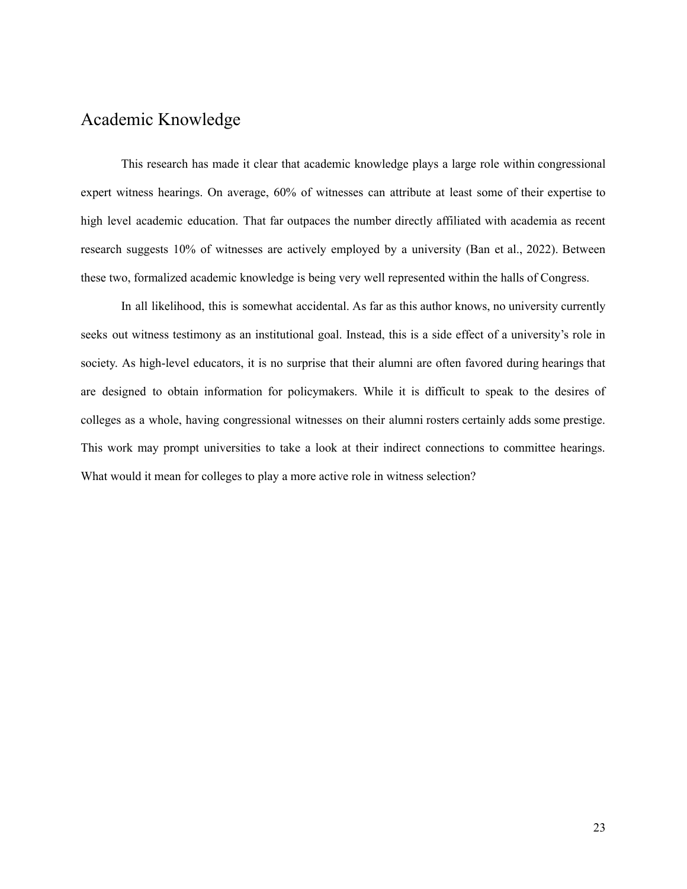## Academic Knowledge

This research has made it clear that academic knowledge plays a large role within congressional expert witness hearings. On average, 60% of witnesses can attribute at least some of their expertise to high level academic education. That far outpaces the number directly affiliated with academia as recent research suggests 10% of witnesses are actively employed by a university (Ban et al., 2022). Between these two, formalized academic knowledge is being very well represented within the halls of Congress.

In all likelihood, this is somewhat accidental. As far as this author knows, no university currently seeks out witness testimony as an institutional goal. Instead, this is a side effect of a university's role in society. As high-level educators, it is no surprise that their alumni are often favored during hearings that are designed to obtain information for policymakers. While it is difficult to speak to the desires of colleges as a whole, having congressional witnesses on their alumni rosters certainly adds some prestige. This work may prompt universities to take a look at their indirect connections to committee hearings. What would it mean for colleges to play a more active role in witness selection?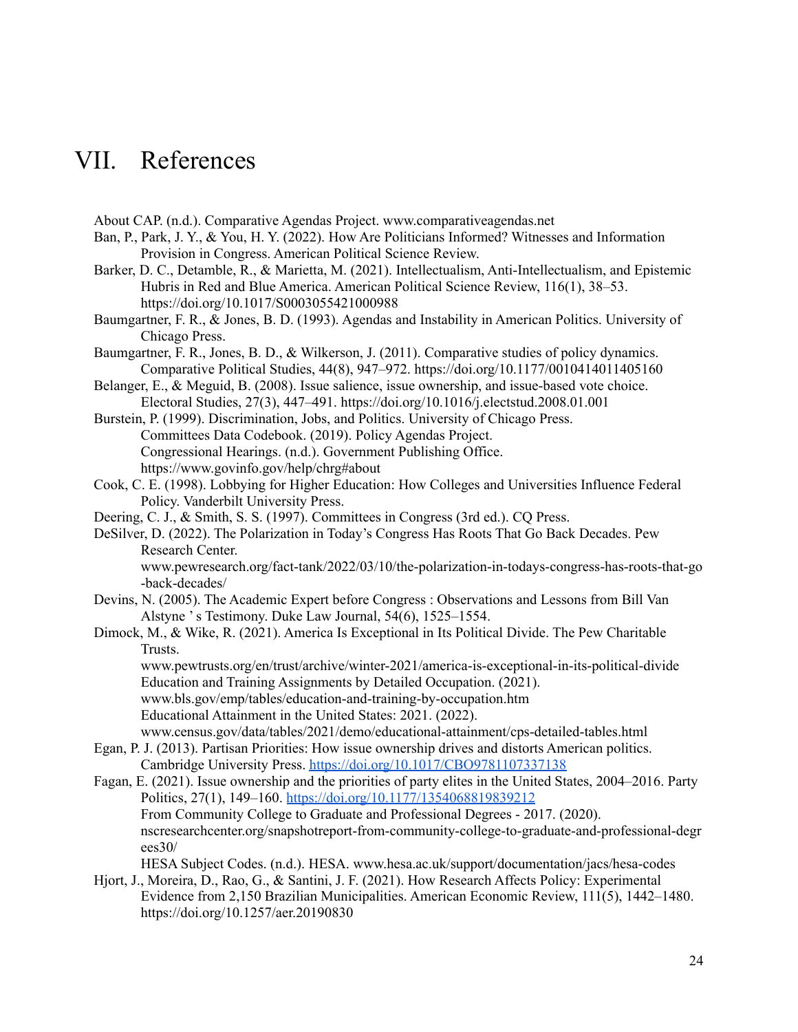# VII. References

About CAP. (n.d.). Comparative Agendas Project. www.comparativeagendas.net

Ban, P., Park, J. Y., & You, H. Y. (2022). How Are Politicians Informed? Witnesses and Information Provision in Congress. American Political Science Review.

Barker, D. C., Detamble, R., & Marietta, M. (2021). Intellectualism, Anti-Intellectualism, and Epistemic Hubris in Red and Blue America. American Political Science Review, 116(1), 38–53. https://doi.org/10.1017/S0003055421000988

Baumgartner, F. R., & Jones, B. D. (1993). Agendas and Instability in American Politics. University of Chicago Press.

Baumgartner, F. R., Jones, B. D., & Wilkerson, J. (2011). Comparative studies of policy dynamics. Comparative Political Studies, 44(8), 947–972. https://doi.org/10.1177/0010414011405160

Belanger, E., & Meguid, B. (2008). Issue salience, issue ownership, and issue-based vote choice. Electoral Studies, 27(3), 447–491. https://doi.org/10.1016/j.electstud.2008.01.001

Burstein, P. (1999). Discrimination, Jobs, and Politics. University of Chicago Press.

Committees Data Codebook. (2019). Policy Agendas Project.

Congressional Hearings. (n.d.). Government Publishing Office. https://www.govinfo.gov/help/chrg#about

Cook, C. E. (1998). Lobbying for Higher Education: How Colleges and Universities Influence Federal Policy. Vanderbilt University Press.

Deering, C. J., & Smith, S. S. (1997). Committees in Congress (3rd ed.). CQ Press.

DeSilver, D. (2022). The Polarization in Today's Congress Has Roots That Go Back Decades. Pew Research Center. www.pewresearch.org/fact-tank/2022/03/10/the-polarization-in-todays-congress-has-roots-that-go-back-decades/

Devins, N. (2005). The Academic Expert before Congress : Observations and Lessons from Bill Van Alstyne ' s Testimony. Duke Law Journal, 54(6), 1525–1554.

Dimock, M., & Wike, R. (2021). America Is Exceptional in Its Political Divide. The Pew Charitable Trusts. www.pewtrusts.org/en/trust/archive/winter-2021/america-is-exceptional-in-its-political-divide

Education and Training Assignments by Detailed Occupation. (2021). www.bls.gov/emp/tables/education-and-training-by-occupation.htm

Educational Attainment in the United States: 2021. (2022). www.census.gov/data/tables/2021/demo/educational-attainment/cps-detailed-tables.html

Egan, P. J. (2013). Partisan Priorities: How issue ownership drives and distorts American politics. Cambridge University Press. https://doi.org/10.1017/CBO9781107337138

Fagan, E. (2021). Issue ownership and the priorities of party elites in the United States, 2004–2016. Party Politics, 27(1), 149–160. https://doi.org/10.1177/1354068819839212

From Community College to Graduate and Professional Degrees - 2017. (2020). nscresearchcenter.org/snapshotreport-from-community-college-to-graduate-and-professional-degrees30/

HESA Subject Codes. (n.d.). HESA. www.hesa.ac.uk/support/documentation/jacs/hesa-codes

Hjort, J., Moreira, D., Rao, G., & Santini, J. F. (2021). How Research Affects Policy: Experimental Evidence from 2,150 Brazilian Municipalities. American Economic Review, 111(5), 1442–1480. https://doi.org/10.1257/aer.20190830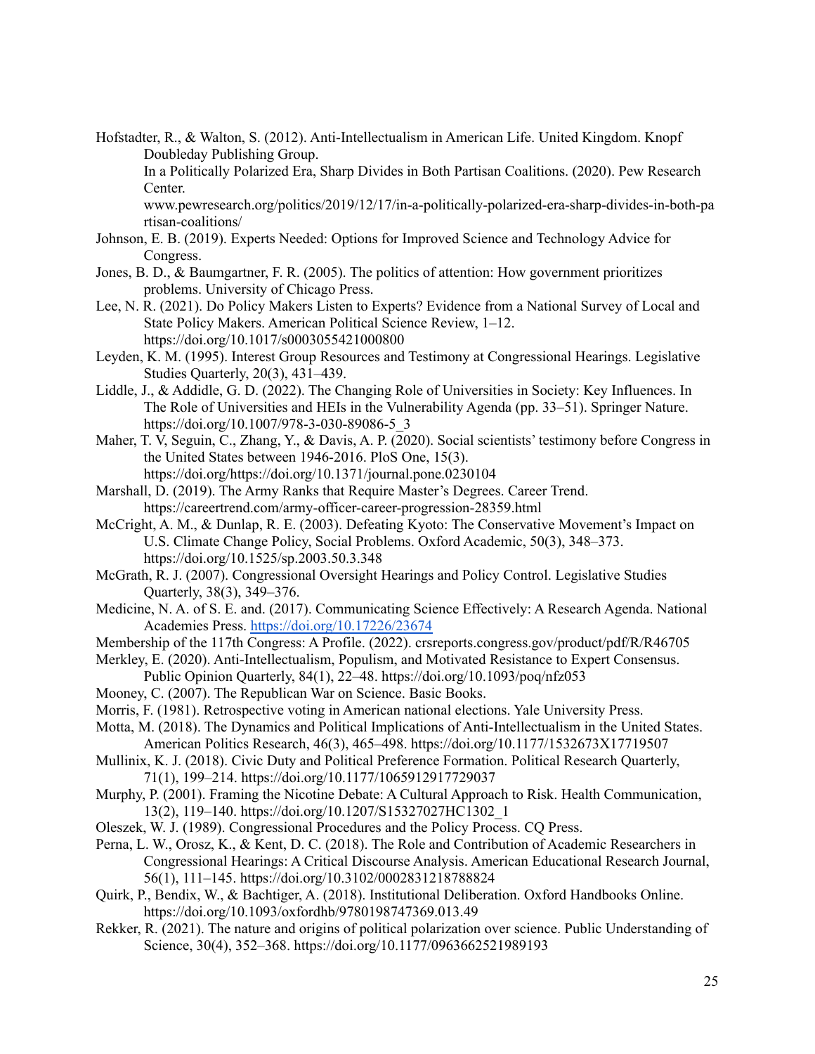Hofstadter, R., & Walton, S. (2012). Anti-Intellectualism in American Life. United Kingdom. Knopf Doubleday Publishing Group.

In a Politically Polarized Era, Sharp Divides in Both Partisan Coalitions. (2020). Pew Research Center. www.pewresearch.org/politics/2019/12/17/in-a-politically-polarized-era-sharp-divides-in-both-partisan-coalitions/

Johnson, E. B. (2019). Experts Needed: Options for Improved Science and Technology Advice for Congress.

Jones, B. D., & Baumgartner, F. R. (2005). The politics of attention: How government prioritizes problems. University of Chicago Press.

Lee, N. R. (2021). Do Policy Makers Listen to Experts? Evidence from a National Survey of Local and State Policy Makers. American Political Science Review, 1–12. https://doi.org/10.1017/s0003055421000800

Leyden, K. M. (1995). Interest Group Resources and Testimony at Congressional Hearings. Legislative Studies Quarterly, 20(3), 431–439.

Liddle, J., & Addidle, G. D. (2022). The Changing Role of Universities in Society: Key Influences. In The Role of Universities and HEIs in the Vulnerability Agenda (pp. 33–51). Springer Nature. https://doi.org/10.1007/978-3-030-89086-5_3

Maher, T. V, Seguin, C., Zhang, Y., & Davis, A. P. (2020). Social scientists' testimony before Congress in the United States between 1946-2016. PloS One, 15(3). https://doi.org/https://doi.org/10.1371/journal.pone.0230104

Marshall, D. (2019). The Army Ranks that Require Master's Degrees. Career Trend. https://careertrend.com/army-officer-career-progression-28359.html

McCright, A. M., & Dunlap, R. E. (2003). Defeating Kyoto: The Conservative Movement's Impact on U.S. Climate Change Policy, Social Problems. Oxford Academic, 50(3), 348–373. https://doi.org/10.1525/sp.2003.50.3.348

McGrath, R. J. (2007). Congressional Oversight Hearings and Policy Control. Legislative Studies Quarterly, 38(3), 349–376.

Medicine, N. A. of S. E. and. (2017). Communicating Science Effectively: A Research Agenda. National Academies Press. https://doi.org/10.17226/23674

Membership of the 117th Congress: A Profile. (2022). crsreports.congress.gov/product/pdf/R/R46705

Merkley, E. (2020). Anti-Intellectualism, Populism, and Motivated Resistance to Expert Consensus. Public Opinion Quarterly, 84(1), 22–48. https://doi.org/10.1093/poq/nfz053

Mooney, C. (2007). The Republican War on Science. Basic Books.

Morris, F. (1981). Retrospective voting in American national elections. Yale University Press.

Motta, M. (2018). The Dynamics and Political Implications of Anti-Intellectualism in the United States. American Politics Research, 46(3), 465–498. https://doi.org/10.1177/1532673X17719507

Mullinix, K. J. (2018). Civic Duty and Political Preference Formation. Political Research Quarterly, 71(1), 199–214. https://doi.org/10.1177/1065912917729037

Murphy, P. (2001). Framing the Nicotine Debate: A Cultural Approach to Risk. Health Communication, 13(2), 119–140. https://doi.org/10.1207/S15327027HC1302_1

Oleszek, W. J. (1989). Congressional Procedures and the Policy Process. CQ Press.

Perna, L. W., Orosz, K., & Kent, D. C. (2018). The Role and Contribution of Academic Researchers in Congressional Hearings: A Critical Discourse Analysis. American Educational Research Journal, 56(1), 111–145. https://doi.org/10.3102/0002831218788824

Quirk, P., Bendix, W., & Bachtiger, A. (2018). Institutional Deliberation. Oxford Handbooks Online. https://doi.org/10.1093/oxfordhb/9780198747369.013.49

Rekker, R. (2021). The nature and origins of political polarization over science. Public Understanding of Science, 30(4), 352–368. https://doi.org/10.1177/0963662521989193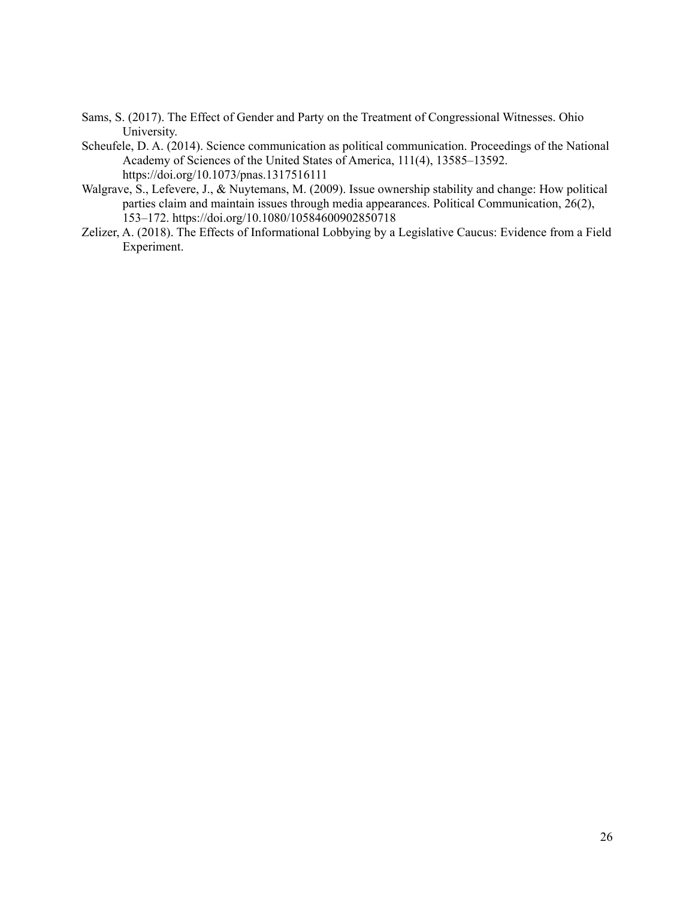Sams, S. (2017). The Effect of Gender and Party on the Treatment of Congressional Witnesses. Ohio University.

Scheufele, D. A. (2014). Science communication as political communication. Proceedings of the National Academy of Sciences of the United States of America, 111(4), 13585–13592. https://doi.org/10.1073/pnas.1317516111

Walgrave, S., Lefevere, J., & Nuytemans, M. (2009). Issue ownership stability and change: How political parties claim and maintain issues through media appearances. Political Communication, 26(2), 153–172. https://doi.org/10.1080/10584600902850718

Zelizer, A. (2018). The Effects of Informational Lobbying by a Legislative Caucus: Evidence from a Field Experiment.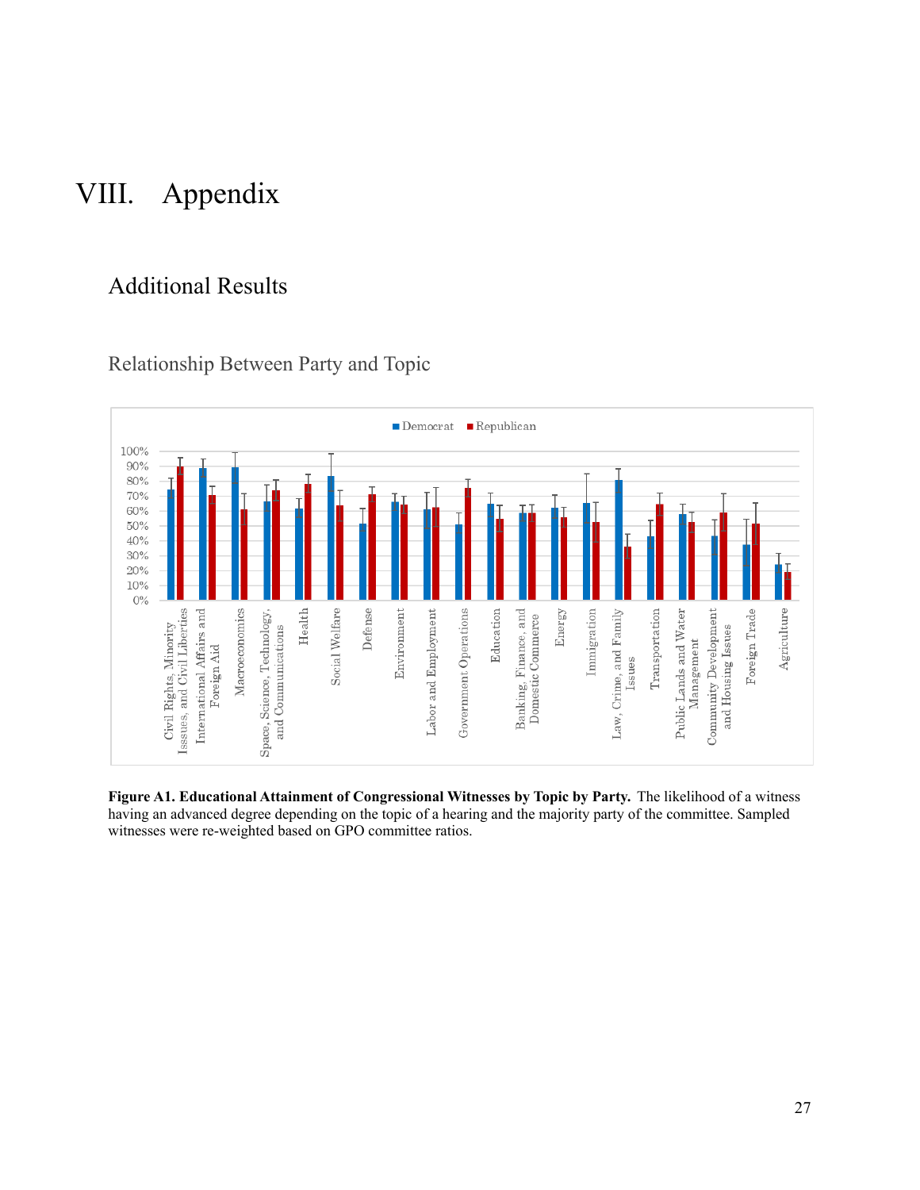# VIII. Appendix

## Additional Results

### Relationship Between Party and Topic

**Figure A1. Educational Attainment of Congressional Witnesses by Topic by Party.** The likelihood of a witness having an advanced degree depending on the topic of a hearing and the majority party of the committee. Sampled witnesses were re-weighted based on GPO committee ratios.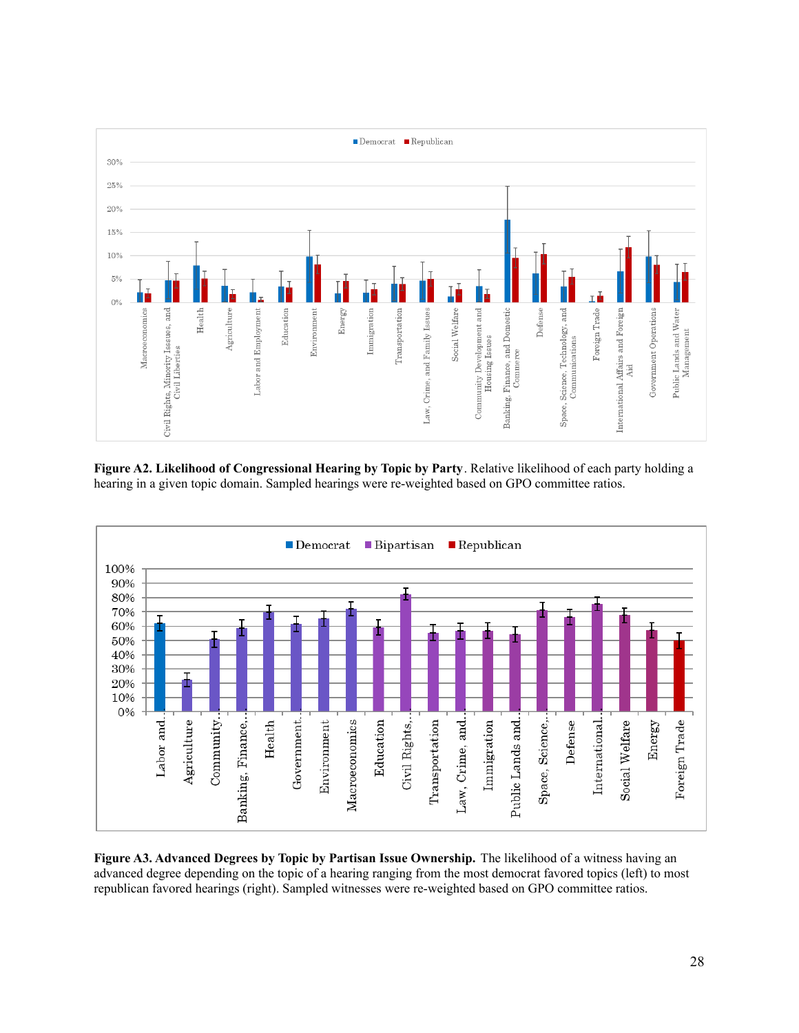**Figure A2. Likelihood of Congressional Hearing by Topic by Party**. Relative likelihood of each party holding a hearing in a given topic domain. Sampled hearings were re-weighted based on GPO committee ratios.

**Figure A3. Advanced Degrees by Topic by Partisan Issue Ownership.** The likelihood of a witness having an advanced degree depending on the topic of a hearing ranging from the most democrat favored topics (left) to most republican favored hearings (right). Sampled witnesses were re-weighted based on GPO committee ratios.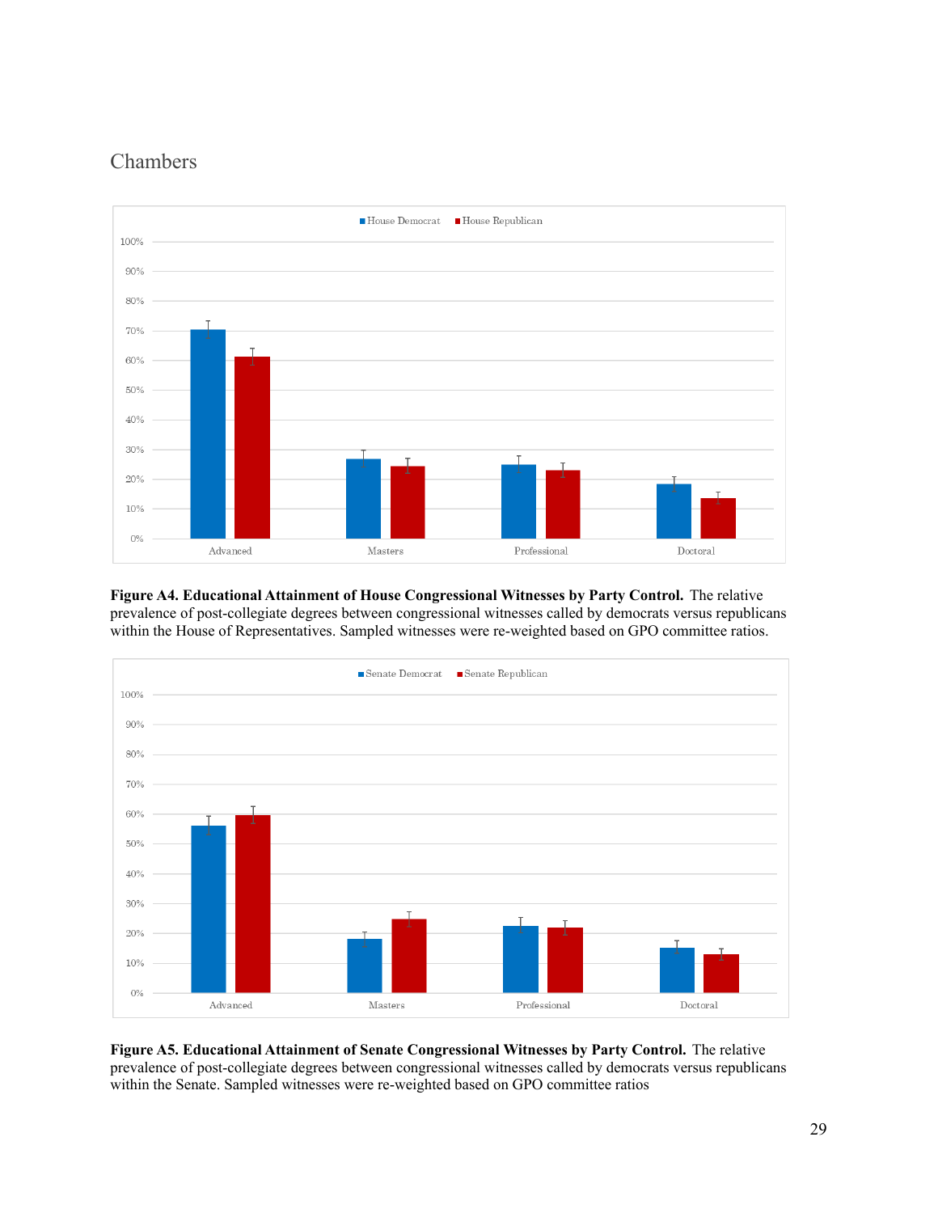## Chambers

Figure A4. **Educational Attainment of House Congressional Witnesses by Party Control.** The relative prevalence of post-collegiate degrees between congressional witnesses called by democrats versus republicans within the House of Representatives. Sampled witnesses were re-weighted based on GPO committee ratios.

**Figure A5. Educational Attainment of Senate Congressional Witnesses by Party Control.** The relative prevalence of post-collegiate degrees between congressional witnesses called by democrats versus republicans within the Senate. Sampled witnesses were re-weighted based on GPO committee ratios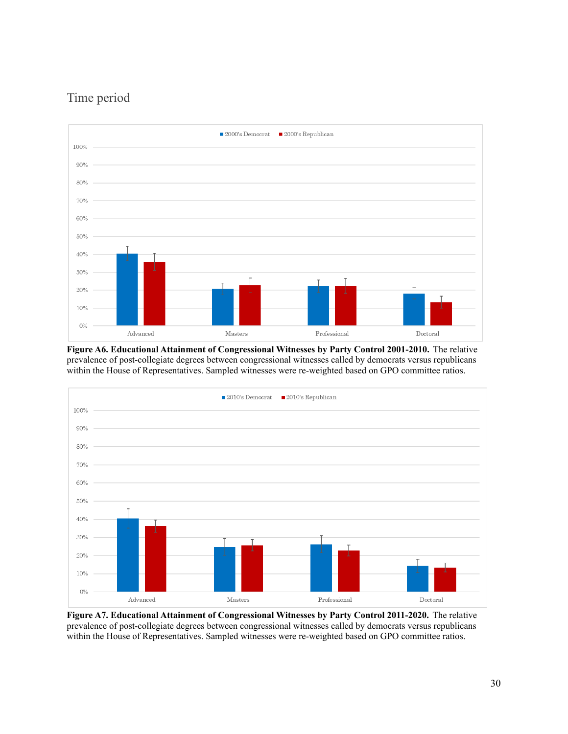## Time period

Figure A6. Educational Attainment of Congressional Witnesses by Party Control 2001-2010. The relative prevalence of post-collegiate degrees between congressional witnesses called by democrats versus republicans within the House of Representatives. Sampled witnesses were re-weighted based on GPO committee ratios.

Figure A7. Educational Attainment of Congressional Witnesses by Party Control 2011-2020. The relative prevalence of post-collegiate degrees between congressional witnesses called by democrats versus republicans within the House of Representatives. Sampled witnesses were re-weighted based on GPO committee ratios.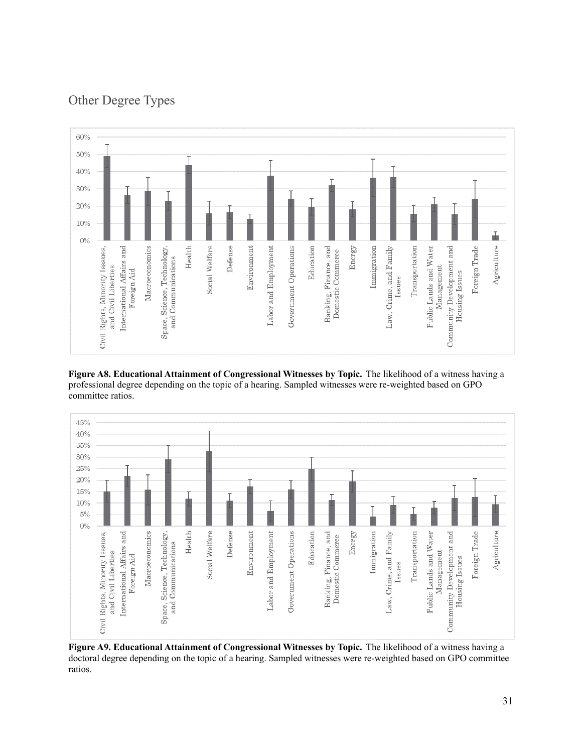## Other Degree Types

**Figure A8. Educational Attainment of Congressional Witnesses by Topic.** The likelihood of a witness having a professional degree depending on the topic of a hearing. Sampled witnesses were re-weighted based on GPO committee ratios.

**Figure A9. Educational Attainment of Congressional Witnesses by Topic.** The likelihood of a witness having a doctoral degree depending on the topic of a hearing. Sampled witnesses were re-weighted based on GPO committee ratios.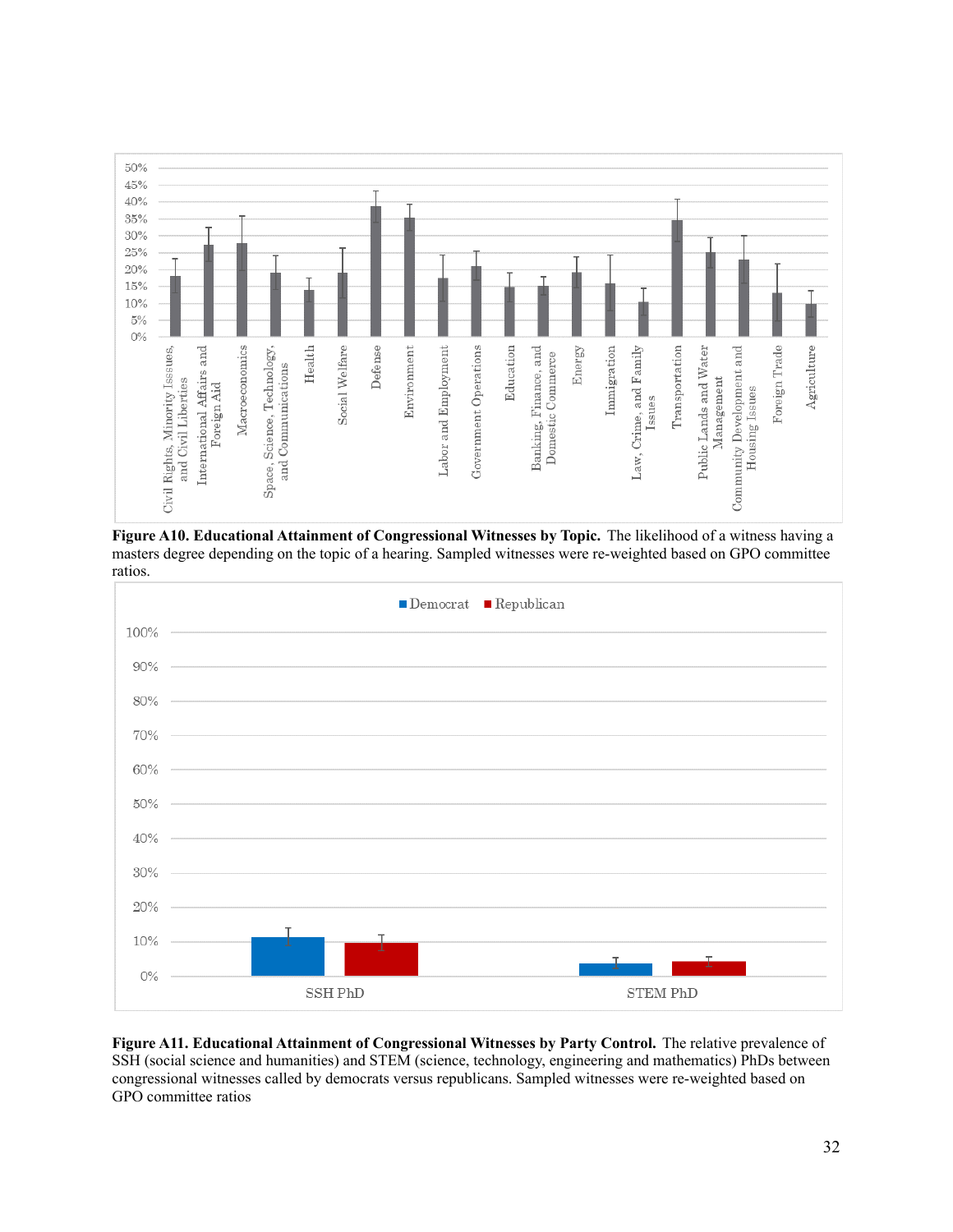**Figure A10. Educational Attainment of Congressional Witnesses by Topic.** The likelihood of a witness having a masters degree depending on the topic of a hearing. Sampled witnesses were re-weighted based on GPO committee ratios.

**Figure A11. Educational Attainment of Congressional Witnesses by Party Control.** The relative prevalence of SSH (social science and humanities) and STEM (science, technology, engineering and mathematics) PhDs between congressional witnesses called by democrats versus republicans. Sampled witnesses were re-weighted based on GPO committee ratios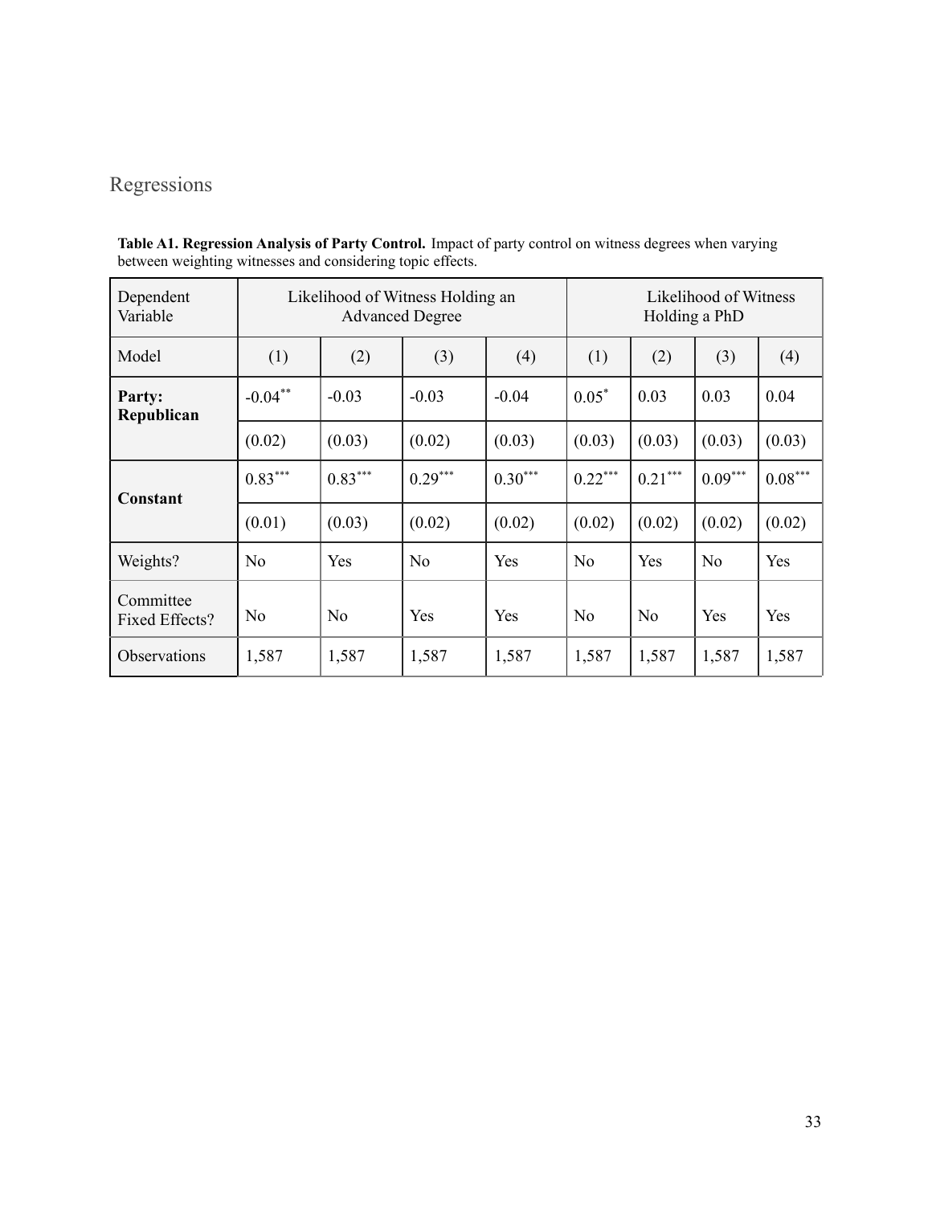## Regressions

**Table A1. Regression Analysis of Party Control.** Impact of party control on witness degrees when varying between weighting witnesses and considering topic effects.

| Dependent Variable | Likelihood of Witness Holding an Advanced Degree | | | | Likelihood of Witness Holding a PhD | | | |
|---|---|---|---|---|---|---|---|---|
| Model | (1) | (2) | (3) | (4) | (1) | (2) | (3) | (4) |
| **Party: Republican** | -0.04** | -0.03 | -0.03 | -0.04 | 0.05* | 0.03 | 0.03 | 0.04 |
| | (0.02) | (0.03) | (0.02) | (0.03) | (0.03) | (0.03) | (0.03) | (0.03) |
| **Constant** | 0.83*** | 0.83*** | 0.29*** | 0.30*** | 0.22*** | 0.21*** | 0.09*** | 0.08*** |
| | (0.01) | (0.03) | (0.02) | (0.02) | (0.02) | (0.02) | (0.02) | (0.02) |
| Weights? | No | Yes | No | Yes | No | Yes | No | Yes |
| Committee Fixed Effects? | No | No | Yes | Yes | No | No | Yes | Yes |
| Observations | 1,587 | 1,587 | 1,587 | 1,587 | 1,587 | 1,587 | 1,587 | 1,587 |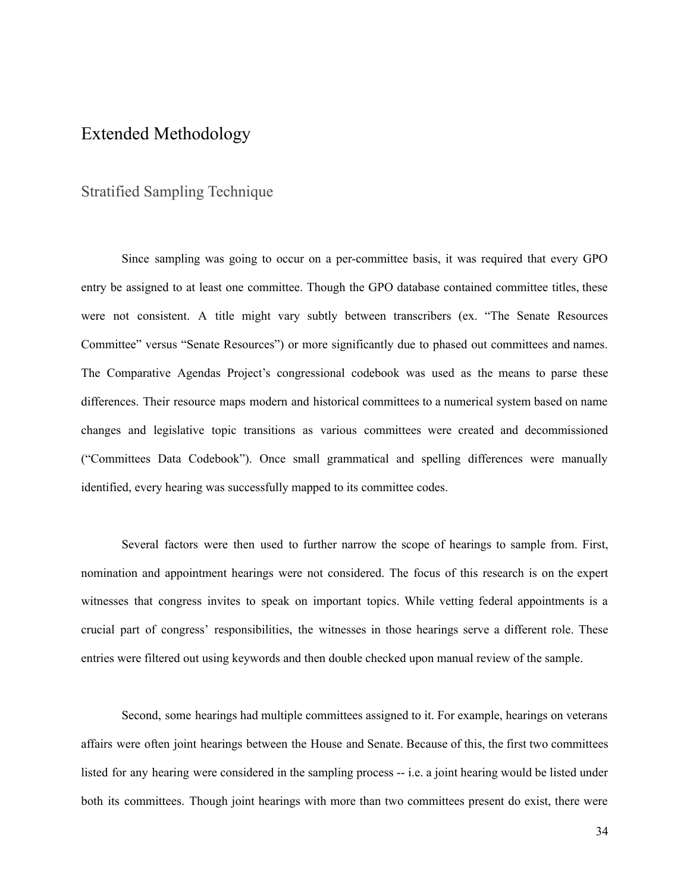# Extended Methodology

## Stratified Sampling Technique

Since sampling was going to occur on a per-committee basis, it was required that every GPO entry be assigned to at least one committee. Though the GPO database contained committee titles, these were not consistent. A title might vary subtly between transcribers (ex. "The Senate Resources Committee" versus "Senate Resources") or more significantly due to phased out committees and names. The Comparative Agendas Project's congressional codebook was used as the means to parse these differences. Their resource maps modern and historical committees to a numerical system based on name changes and legislative topic transitions as various committees were created and decommissioned ("Committees Data Codebook"). Once small grammatical and spelling differences were manually identified, every hearing was successfully mapped to its committee codes.

Several factors were then used to further narrow the scope of hearings to sample from. First, nomination and appointment hearings were not considered. The focus of this research is on the expert witnesses that congress invites to speak on important topics. While vetting federal appointments is a crucial part of congress' responsibilities, the witnesses in those hearings serve a different role. These entries were filtered out using keywords and then double checked upon manual review of the sample.

Second, some hearings had multiple committees assigned to it. For example, hearings on veterans affairs were often joint hearings between the House and Senate. Because of this, the first two committees listed for any hearing were considered in the sampling process -- i.e. a joint hearing would be listed under both its committees. Though joint hearings with more than two committees present do exist, there were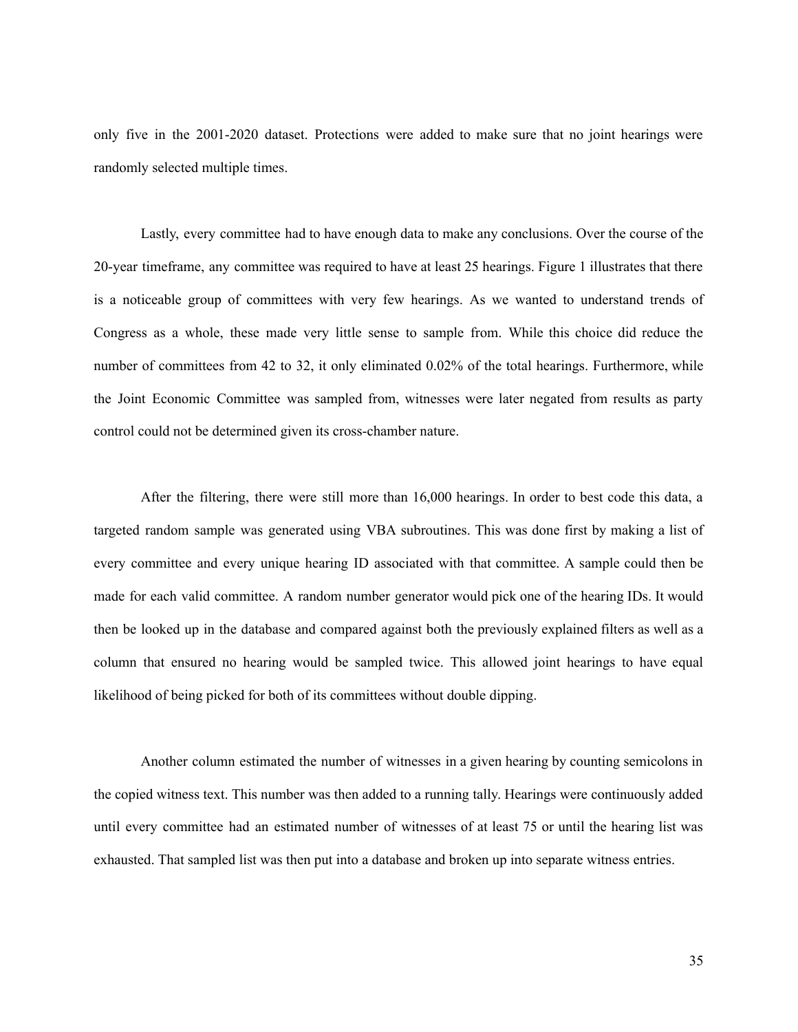only five in the 2001-2020 dataset. Protections were added to make sure that no joint hearings were randomly selected multiple times.

Lastly, every committee had to have enough data to make any conclusions. Over the course of the 20-year timeframe, any committee was required to have at least 25 hearings. Figure 1 illustrates that there is a noticeable group of committees with very few hearings. As we wanted to understand trends of Congress as a whole, these made very little sense to sample from. While this choice did reduce the number of committees from 42 to 32, it only eliminated 0.02% of the total hearings. Furthermore, while the Joint Economic Committee was sampled from, witnesses were later negated from results as party control could not be determined given its cross-chamber nature.

After the filtering, there were still more than 16,000 hearings. In order to best code this data, a targeted random sample was generated using VBA subroutines. This was done first by making a list of every committee and every unique hearing ID associated with that committee. A sample could then be made for each valid committee. A random number generator would pick one of the hearing IDs. It would then be looked up in the database and compared against both the previously explained filters as well as a column that ensured no hearing would be sampled twice. This allowed joint hearings to have equal likelihood of being picked for both of its committees without double dipping.

Another column estimated the number of witnesses in a given hearing by counting semicolons in the copied witness text. This number was then added to a running tally. Hearings were continuously added until every committee had an estimated number of witnesses of at least 75 or until the hearing list was exhausted. That sampled list was then put into a database and broken up into separate witness entries.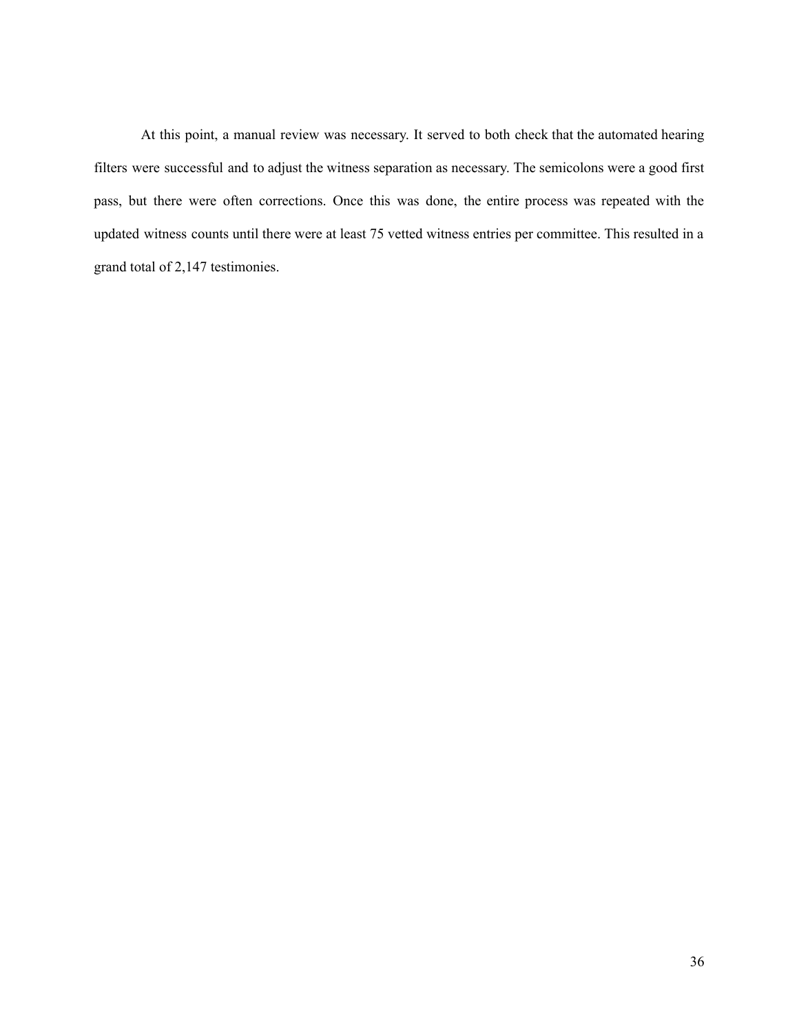At this point, a manual review was necessary. It served to both check that the automated hearing filters were successful and to adjust the witness separation as necessary. The semicolons were a good first pass, but there were often corrections. Once this was done, the entire process was repeated with the updated witness counts until there were at least 75 vetted witness entries per committee. This resulted in a grand total of 2,147 testimonies.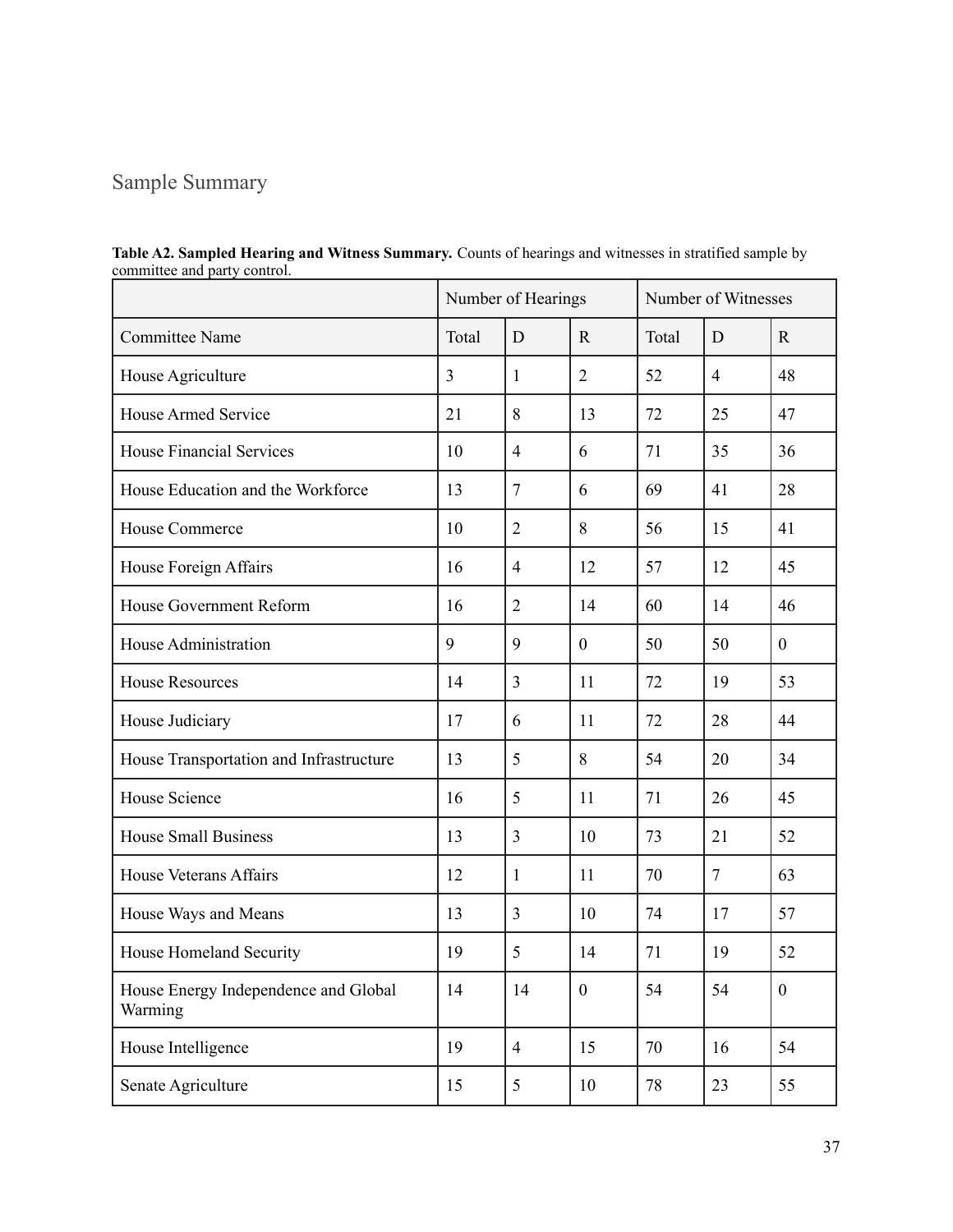## Sample Summary

**Table A2. Sampled Hearing and Witness Summary.** Counts of hearings and witnesses in stratified sample by committee and party control.

| | Number of Hearings | | | Number of Witnesses | | |
|---|---|---|---|---|---|---|
| Committee Name | Total | D | R | Total | D | R |
| House Agriculture | 3 | 1 | 2 | 52 | 4 | 48 |
| House Armed Service | 21 | 8 | 13 | 72 | 25 | 47 |
| House Financial Services | 10 | 4 | 6 | 71 | 35 | 36 |
| House Education and the Workforce | 13 | 7 | 6 | 69 | 41 | 28 |
| House Commerce | 10 | 2 | 8 | 56 | 15 | 41 |
| House Foreign Affairs | 16 | 4 | 12 | 57 | 12 | 45 |
| House Government Reform | 16 | 2 | 14 | 60 | 14 | 46 |
| House Administration | 9 | 9 | 0 | 50 | 50 | 0 |
| House Resources | 14 | 3 | 11 | 72 | 19 | 53 |
| House Judiciary | 17 | 6 | 11 | 72 | 28 | 44 |
| House Transportation and Infrastructure | 13 | 5 | 8 | 54 | 20 | 34 |
| House Science | 16 | 5 | 11 | 71 | 26 | 45 |
| House Small Business | 13 | 3 | 10 | 73 | 21 | 52 |
| House Veterans Affairs | 12 | 1 | 11 | 70 | 7 | 63 |
| House Ways and Means | 13 | 3 | 10 | 74 | 17 | 57 |
| House Homeland Security | 19 | 5 | 14 | 71 | 19 | 52 |
| House Energy Independence and Global Warming | 14 | 14 | 0 | 54 | 54 | 0 |
| House Intelligence | 19 | 4 | 15 | 70 | 16 | 54 |
| Senate Agriculture | 15 | 5 | 10 | 78 | 23 | 55 |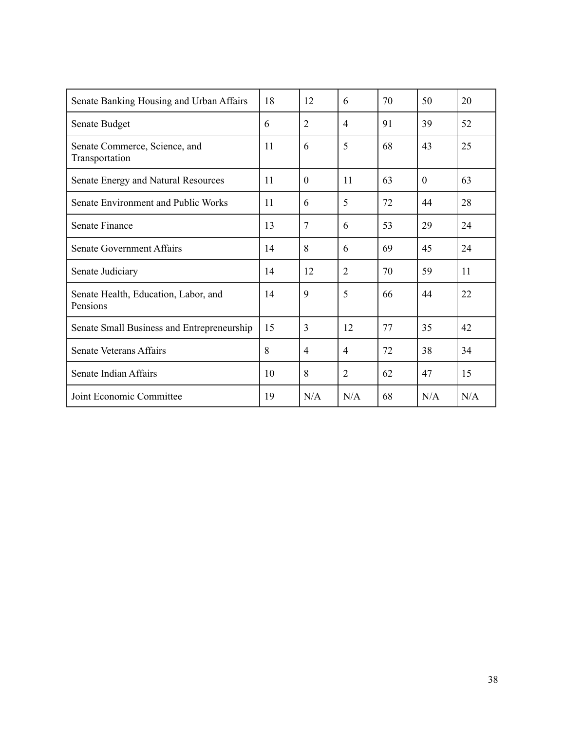| Senate Banking Housing and Urban Affairs | 18 | 12 | 6 | 70 | 50 | 20 |
|---|---|---|---|---|---|---|
| Senate Budget | 6 | 2 | 4 | 91 | 39 | 52 |
| Senate Commerce, Science, and Transportation | 11 | 6 | 5 | 68 | 43 | 25 |
| Senate Energy and Natural Resources | 11 | 0 | 11 | 63 | 0 | 63 |
| Senate Environment and Public Works | 11 | 6 | 5 | 72 | 44 | 28 |
| Senate Finance | 13 | 7 | 6 | 53 | 29 | 24 |
| Senate Government Affairs | 14 | 8 | 6 | 69 | 45 | 24 |
| Senate Judiciary | 14 | 12 | 2 | 70 | 59 | 11 |
| Senate Health, Education, Labor, and Pensions | 14 | 9 | 5 | 66 | 44 | 22 |
| Senate Small Business and Entrepreneurship | 15 | 3 | 12 | 77 | 35 | 42 |
| Senate Veterans Affairs | 8 | 4 | 4 | 72 | 38 | 34 |
| Senate Indian Affairs | 10 | 8 | 2 | 62 | 47 | 15 |
| Joint Economic Committee | 19 | N/A | N/A | 68 | N/A | N/A |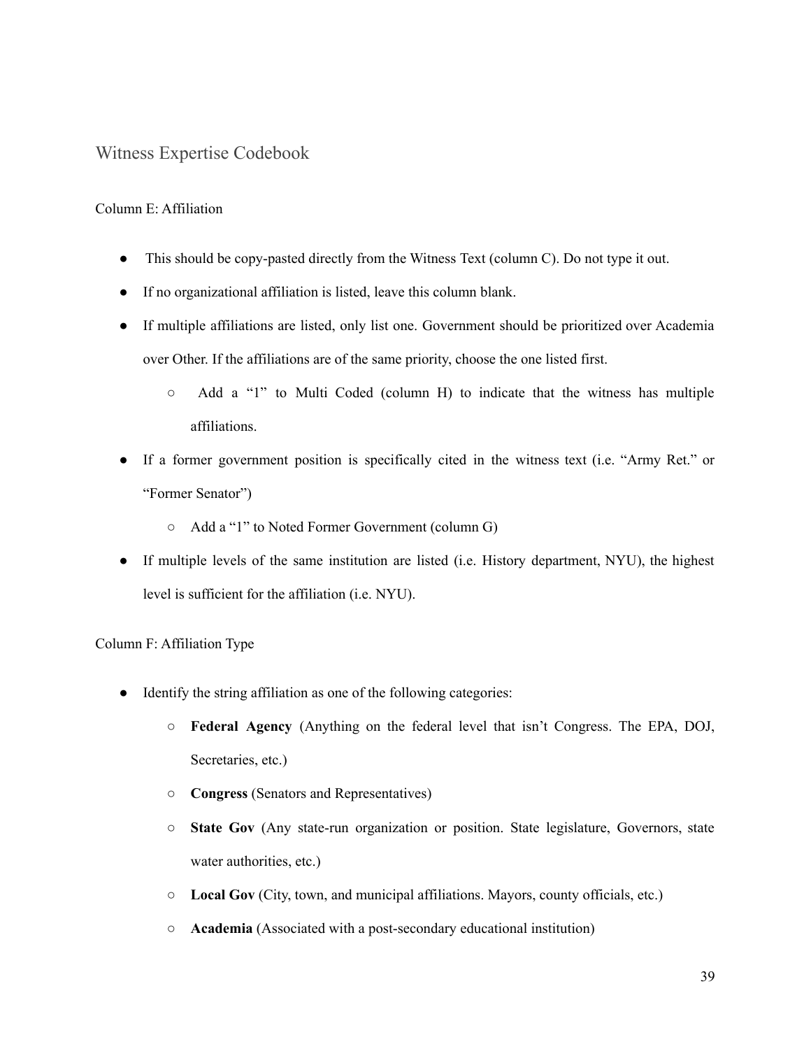## Witness Expertise Codebook

### Column E: Affiliation

- This should be copy-pasted directly from the Witness Text (column C). Do not type it out.
- If no organizational affiliation is listed, leave this column blank.
- If multiple affiliations are listed, only list one. Government should be prioritized over Academia over Other. If the affiliations are of the same priority, choose the one listed first.
  - Add a "1" to Multi Coded (column H) to indicate that the witness has multiple affiliations.
- If a former government position is specifically cited in the witness text (i.e. "Army Ret." or "Former Senator")
  - Add a "1" to Noted Former Government (column G)
- If multiple levels of the same institution are listed (i.e. History department, NYU), the highest level is sufficient for the affiliation (i.e. NYU).

### Column F: Affiliation Type

- Identify the string affiliation as one of the following categories:
  - **Federal Agency** (Anything on the federal level that isn't Congress. The EPA, DOJ, Secretaries, etc.)
  - **Congress** (Senators and Representatives)
  - **State Gov** (Any state-run organization or position. State legislature, Governors, state water authorities, etc.)
  - **Local Gov** (City, town, and municipal affiliations. Mayors, county officials, etc.)
  - **Academia** (Associated with a post-secondary educational institution)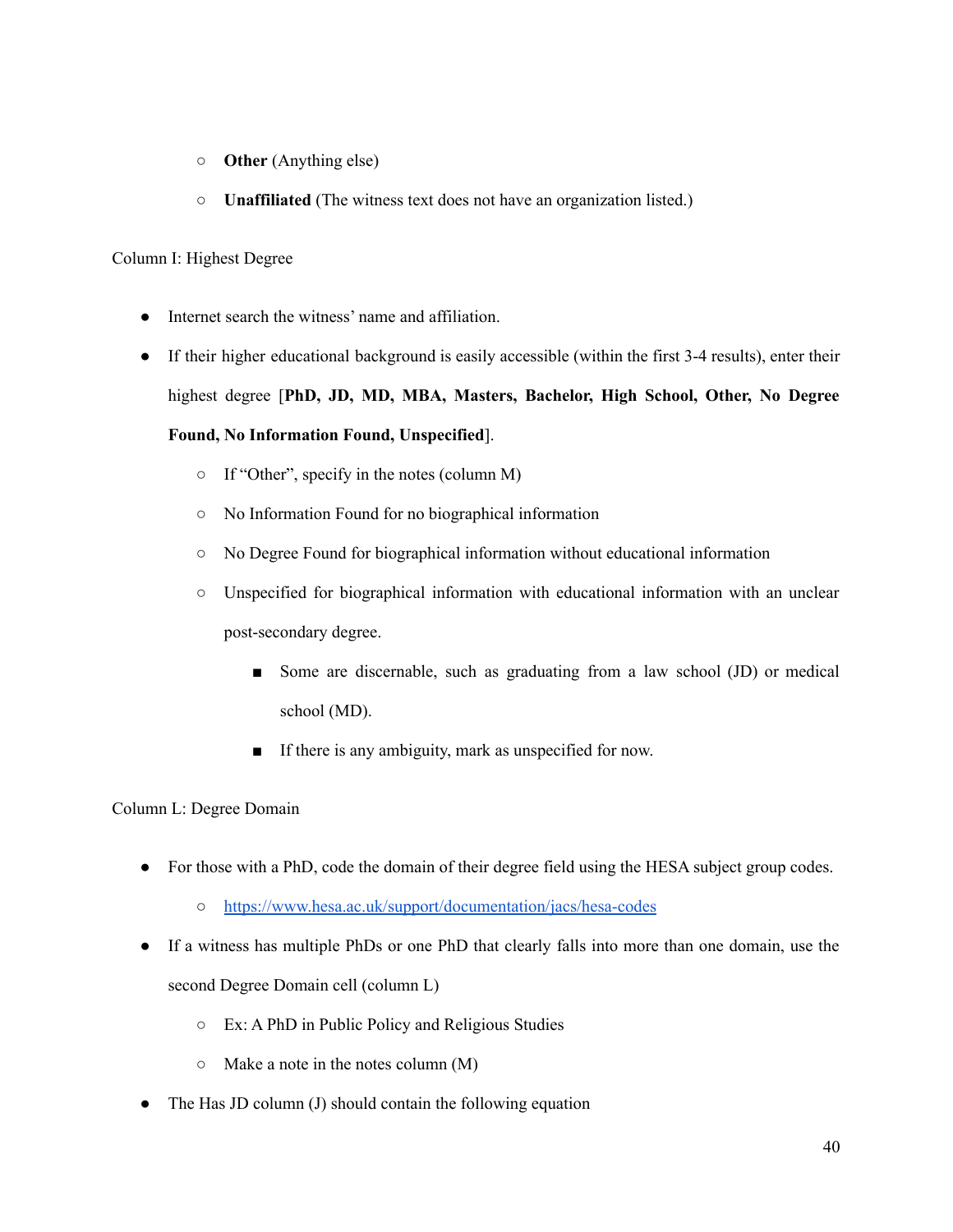- **Other** (Anything else)
- **Unaffiliated** (The witness text does not have an organization listed.)

Column I: Highest Degree

- Internet search the witness' name and affiliation.
- If their higher educational background is easily accessible (within the first 3-4 results), enter their highest degree [**PhD, JD, MD, MBA, Masters, Bachelor, High School, Other, No Degree Found, No Information Found, Unspecified**].
  - If "Other", specify in the notes (column M)
  - No Information Found for no biographical information
  - No Degree Found for biographical information without educational information
  - Unspecified for biographical information with educational information with an unclear post-secondary degree.
    - Some are discernable, such as graduating from a law school (JD) or medical school (MD).
    - If there is any ambiguity, mark as unspecified for now.

Column L: Degree Domain

- For those with a PhD, code the domain of their degree field using the HESA subject group codes.
  - [https://www.hesa.ac.uk/support/documentation/jacs/hesa-codes](https://www.hesa.ac.uk/support/documentation/jacs/hesa-codes)
- If a witness has multiple PhDs or one PhD that clearly falls into more than one domain, use the second Degree Domain cell (column L)
  - Ex: A PhD in Public Policy and Religious Studies
  - Make a note in the notes column (M)
- The Has JD column (J) should contain the following equation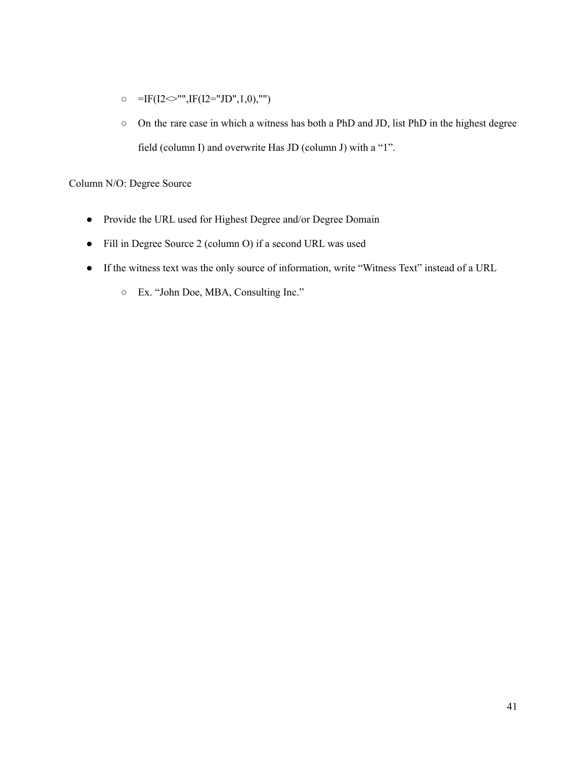- =IF(I2<>"",IF(I2="JD",1,0),"")
- On the rare case in which a witness has both a PhD and JD, list PhD in the highest degree field (column I) and overwrite Has JD (column J) with a "1".

Column N/O: Degree Source

- Provide the URL used for Highest Degree and/or Degree Domain
- Fill in Degree Source 2 (column O) if a second URL was used
- If the witness text was the only source of information, write "Witness Text" instead of a URL
  - Ex. "John Doe, MBA, Consulting Inc."